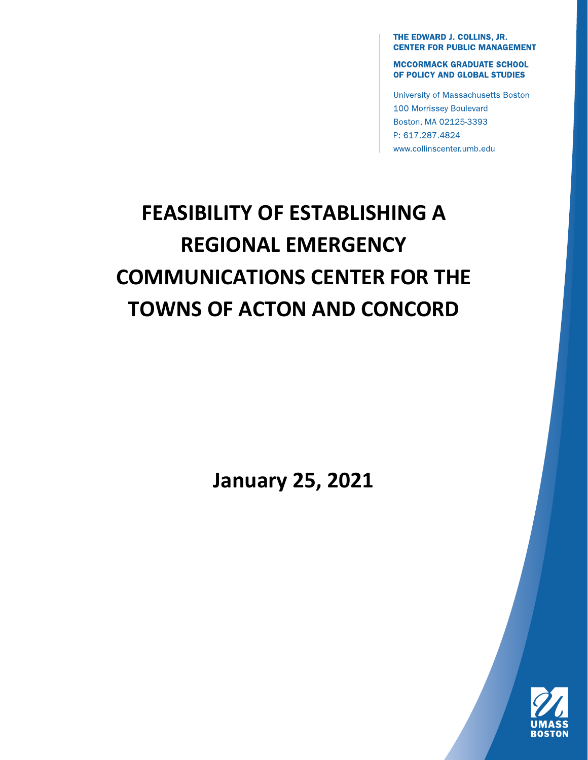**THE EDWARD J. COLLINS, JR.**
**CENTER FOR PUBLIC MANAGEMENT**

**MCCORMACK GRADUATE SCHOOL**
**OF POLICY AND GLOBAL STUDIES**

University of Massachusetts Boston
100 Morrissey Boulevard
Boston, MA 02125-3393
P: 617.287.4824
www.collinscenter.umb.edu

# FEASIBILITY OF ESTABLISHING A REGIONAL EMERGENCY COMMUNICATIONS CENTER FOR THE TOWNS OF ACTON AND CONCORD

## January 25, 2021

UMASS BOSTON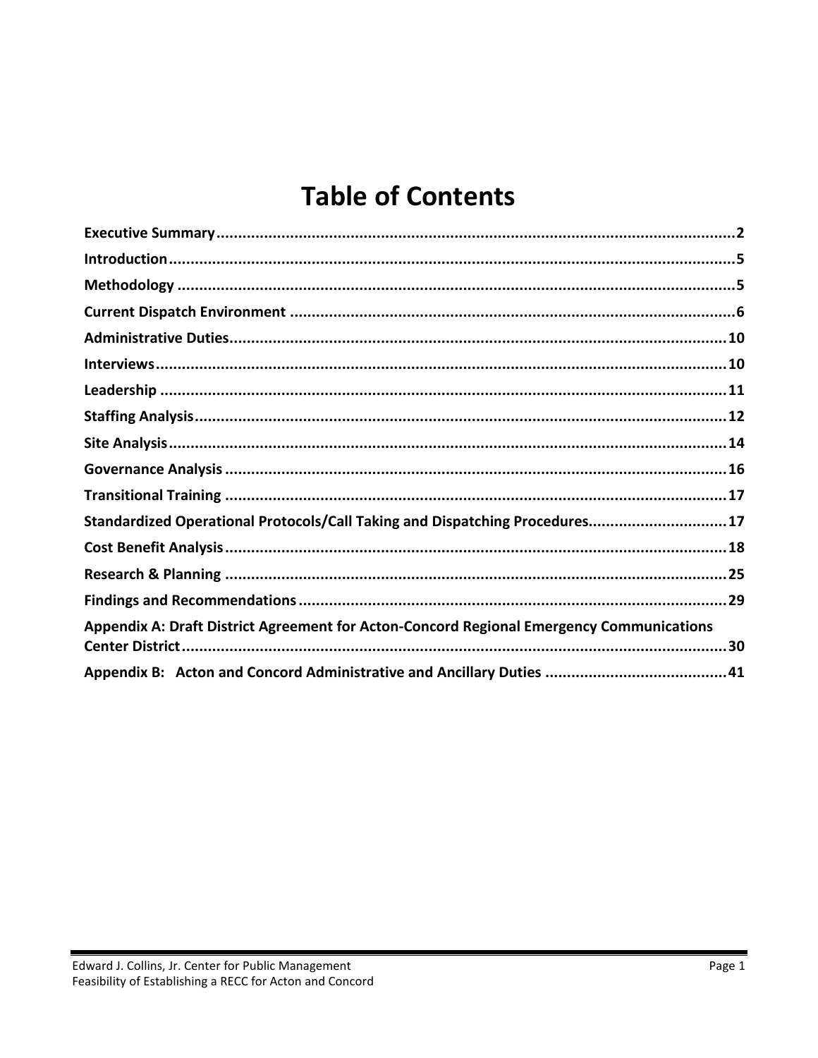# Table of Contents

**Executive Summary** .......... **2**

**Introduction** .......... **5**

**Methodology** .......... **5**

**Current Dispatch Environment** .......... **6**

**Administrative Duties** .......... **10**

**Interviews** .......... **10**

**Leadership** .......... **11**

**Staffing Analysis** .......... **12**

**Site Analysis** .......... **14**

**Governance Analysis** .......... **16**

**Transitional Training** .......... **17**

**Standardized Operational Protocols/Call Taking and Dispatching Procedures** .......... **17**

**Cost Benefit Analysis** .......... **18**

**Research & Planning** .......... **25**

**Findings and Recommendations** .......... **29**

**Appendix A: Draft District Agreement for Acton-Concord Regional Emergency Communications Center District** .......... **30**

**Appendix B: Acton and Concord Administrative and Ancillary Duties** .......... **41**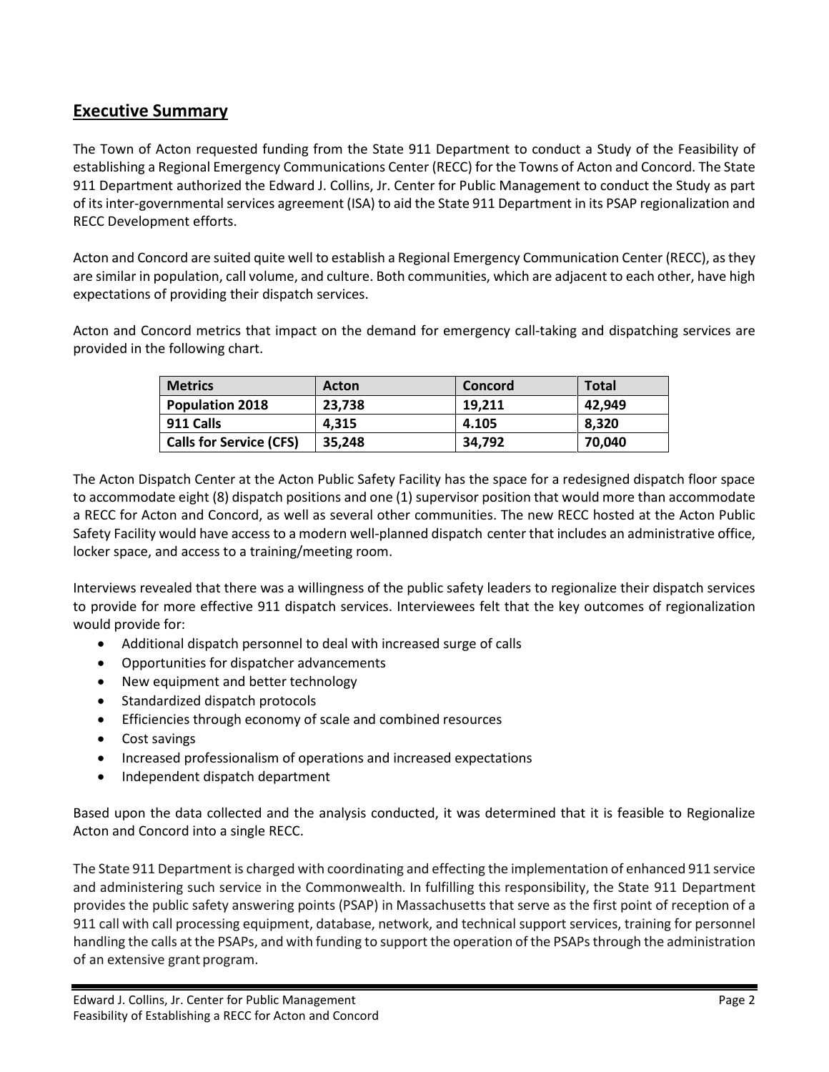## Executive Summary

The Town of Acton requested funding from the State 911 Department to conduct a Study of the Feasibility of establishing a Regional Emergency Communications Center (RECC) for the Towns of Acton and Concord. The State 911 Department authorized the Edward J. Collins, Jr. Center for Public Management to conduct the Study as part of its inter-governmental services agreement (ISA) to aid the State 911 Department in its PSAP regionalization and RECC Development efforts.

Acton and Concord are suited quite well to establish a Regional Emergency Communication Center (RECC), as they are similar in population, call volume, and culture. Both communities, which are adjacent to each other, have high expectations of providing their dispatch services.

Acton and Concord metrics that impact on the demand for emergency call-taking and dispatching services are provided in the following chart.

| Metrics | Acton | Concord | Total |
|---|---|---|---|
| **Population 2018** | **23,738** | **19,211** | **42,949** |
| **911 Calls** | **4,315** | **4.105** | **8,320** |
| **Calls for Service (CFS)** | **35,248** | **34,792** | **70,040** |

The Acton Dispatch Center at the Acton Public Safety Facility has the space for a redesigned dispatch floor space to accommodate eight (8) dispatch positions and one (1) supervisor position that would more than accommodate a RECC for Acton and Concord, as well as several other communities. The new RECC hosted at the Acton Public Safety Facility would have access to a modern well-planned dispatch center that includes an administrative office, locker space, and access to a training/meeting room.

Interviews revealed that there was a willingness of the public safety leaders to regionalize their dispatch services to provide for more effective 911 dispatch services. Interviewees felt that the key outcomes of regionalization would provide for:

- Additional dispatch personnel to deal with increased surge of calls
- Opportunities for dispatcher advancements
- New equipment and better technology
- Standardized dispatch protocols
- Efficiencies through economy of scale and combined resources
- Cost savings
- Increased professionalism of operations and increased expectations
- Independent dispatch department

Based upon the data collected and the analysis conducted, it was determined that it is feasible to Regionalize Acton and Concord into a single RECC.

The State 911 Department is charged with coordinating and effecting the implementation of enhanced 911 service and administering such service in the Commonwealth. In fulfilling this responsibility, the State 911 Department provides the public safety answering points (PSAP) in Massachusetts that serve as the first point of reception of a 911 call with call processing equipment, database, network, and technical support services, training for personnel handling the calls at the PSAPs, and with funding to support the operation of the PSAPs through the administration of an extensive grant program.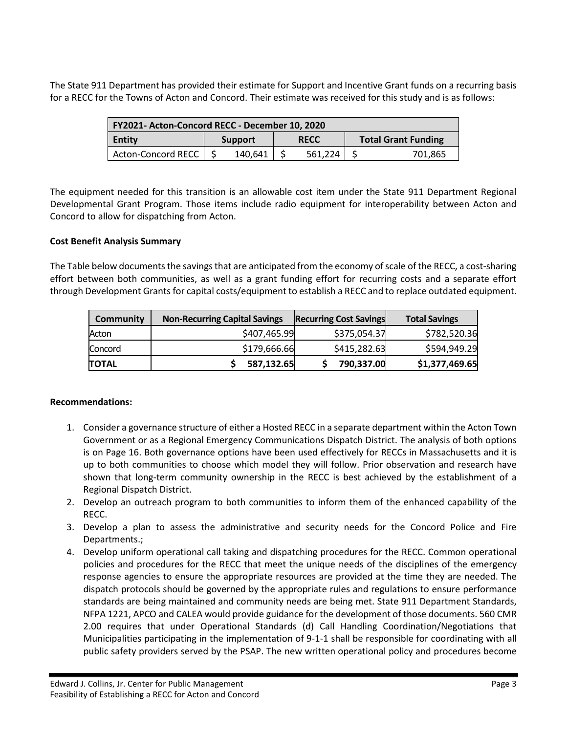The State 911 Department has provided their estimate for Support and Incentive Grant funds on a recurring basis for a RECC for the Towns of Acton and Concord. Their estimate was received for this study and is as follows:

| FY2021- Acton-Concord RECC - December 10, 2020 | | | |
|---|---|---|---|
| **Entity** | **Support** | **RECC** | **Total Grant Funding** |
| Acton-Concord RECC | $ 140,641 | $ 561,224 | $ 701,865 |

The equipment needed for this transition is an allowable cost item under the State 911 Department Regional Developmental Grant Program. Those items include radio equipment for interoperability between Acton and Concord to allow for dispatching from Acton.

**Cost Benefit Analysis Summary**

The Table below documents the savings that are anticipated from the economy of scale of the RECC, a cost-sharing effort between both communities, as well as a grant funding effort for recurring costs and a separate effort through Development Grants for capital costs/equipment to establish a RECC and to replace outdated equipment.

| Community | Non-Recurring Capital Savings | Recurring Cost Savings | Total Savings |
|---|---|---|---|
| Acton | $407,465.99 | $375,054.37 | $782,520.36 |
| Concord | $179,666.66 | $415,282.63 | $594,949.29 |
| **TOTAL** | **$ 587,132.65** | **$ 790,337.00** | **$1,377,469.65** |

**Recommendations:**

1. Consider a governance structure of either a Hosted RECC in a separate department within the Acton Town Government or as a Regional Emergency Communications Dispatch District. The analysis of both options is on Page 16. Both governance options have been used effectively for RECCs in Massachusetts and it is up to both communities to choose which model they will follow. Prior observation and research have shown that long-term community ownership in the RECC is best achieved by the establishment of a Regional Dispatch District.
2. Develop an outreach program to both communities to inform them of the enhanced capability of the RECC.
3. Develop a plan to assess the administrative and security needs for the Concord Police and Fire Departments.;
4. Develop uniform operational call taking and dispatching procedures for the RECC. Common operational policies and procedures for the RECC that meet the unique needs of the disciplines of the emergency response agencies to ensure the appropriate resources are provided at the time they are needed. The dispatch protocols should be governed by the appropriate rules and regulations to ensure performance standards are being maintained and community needs are being met. State 911 Department Standards, NFPA 1221, APCO and CALEA would provide guidance for the development of those documents. 560 CMR 2.00 requires that under Operational Standards (d) Call Handling Coordination/Negotiations that Municipalities participating in the implementation of 9-1-1 shall be responsible for coordinating with all public safety providers served by the PSAP. The new written operational policy and procedures become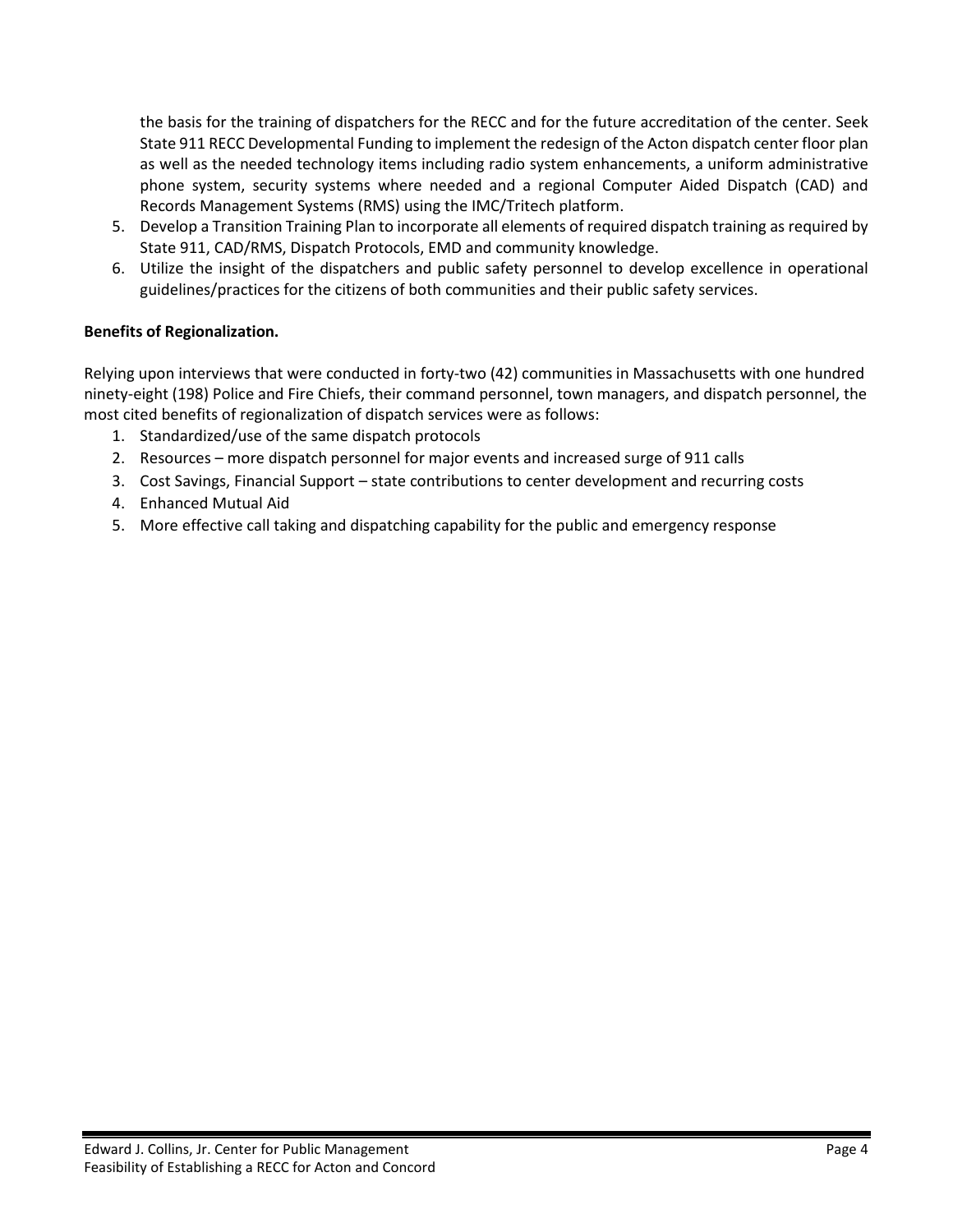the basis for the training of dispatchers for the RECC and for the future accreditation of the center. Seek State 911 RECC Developmental Funding to implement the redesign of the Acton dispatch center floor plan as well as the needed technology items including radio system enhancements, a uniform administrative phone system, security systems where needed and a regional Computer Aided Dispatch (CAD) and Records Management Systems (RMS) using the IMC/Tritech platform.

5. Develop a Transition Training Plan to incorporate all elements of required dispatch training as required by State 911, CAD/RMS, Dispatch Protocols, EMD and community knowledge.
6. Utilize the insight of the dispatchers and public safety personnel to develop excellence in operational guidelines/practices for the citizens of both communities and their public safety services.

**Benefits of Regionalization.**

Relying upon interviews that were conducted in forty-two (42) communities in Massachusetts with one hundred ninety-eight (198) Police and Fire Chiefs, their command personnel, town managers, and dispatch personnel, the most cited benefits of regionalization of dispatch services were as follows:

1. Standardized/use of the same dispatch protocols
2. Resources – more dispatch personnel for major events and increased surge of 911 calls
3. Cost Savings, Financial Support – state contributions to center development and recurring costs
4. Enhanced Mutual Aid
5. More effective call taking and dispatching capability for the public and emergency response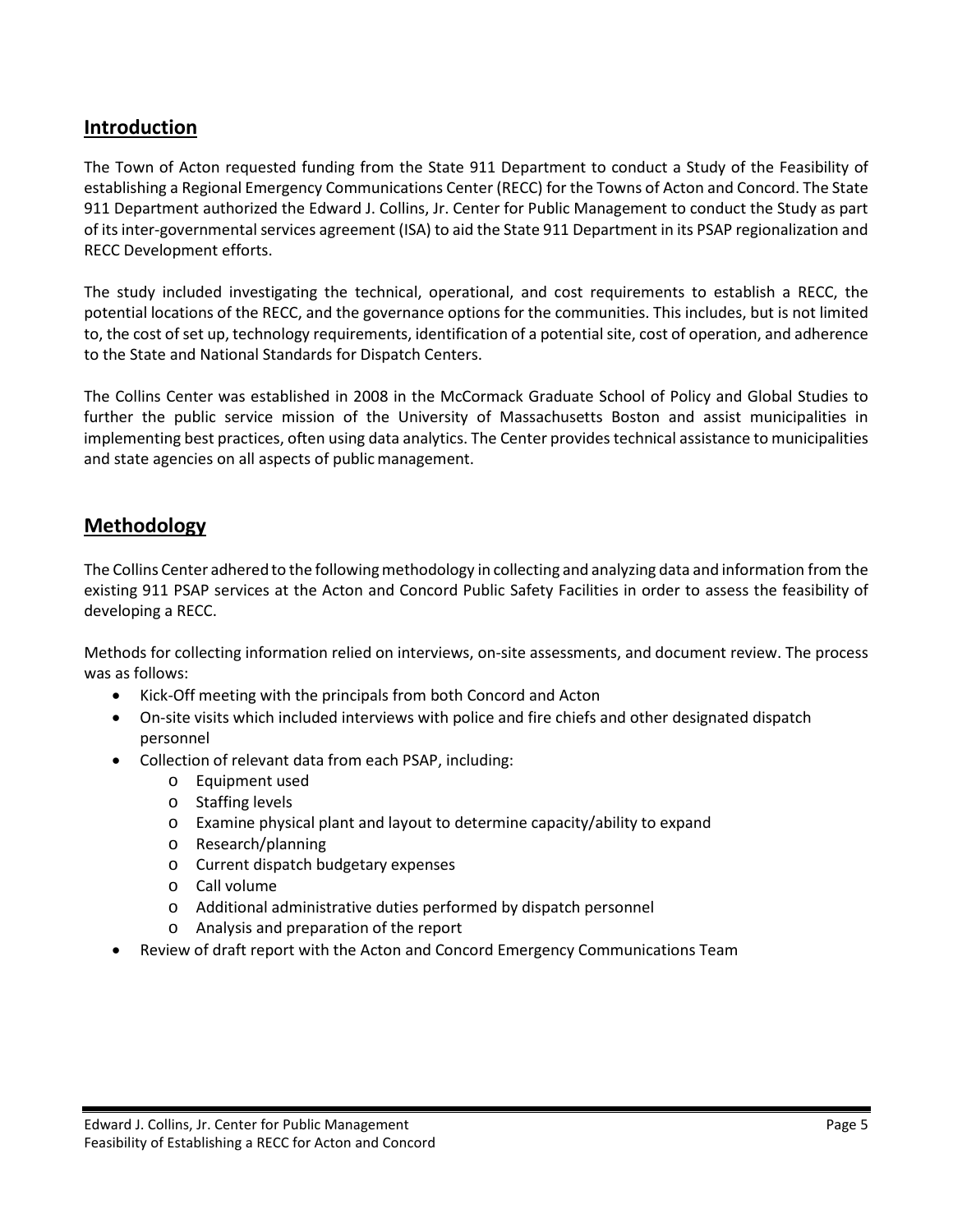## Introduction

The Town of Acton requested funding from the State 911 Department to conduct a Study of the Feasibility of establishing a Regional Emergency Communications Center (RECC) for the Towns of Acton and Concord. The State 911 Department authorized the Edward J. Collins, Jr. Center for Public Management to conduct the Study as part of its inter-governmental services agreement (ISA) to aid the State 911 Department in its PSAP regionalization and RECC Development efforts.

The study included investigating the technical, operational, and cost requirements to establish a RECC, the potential locations of the RECC, and the governance options for the communities. This includes, but is not limited to, the cost of set up, technology requirements, identification of a potential site, cost of operation, and adherence to the State and National Standards for Dispatch Centers.

The Collins Center was established in 2008 in the McCormack Graduate School of Policy and Global Studies to further the public service mission of the University of Massachusetts Boston and assist municipalities in implementing best practices, often using data analytics. The Center provides technical assistance to municipalities and state agencies on all aspects of public management.

## Methodology

The Collins Center adhered to the following methodology in collecting and analyzing data and information from the existing 911 PSAP services at the Acton and Concord Public Safety Facilities in order to assess the feasibility of developing a RECC.

Methods for collecting information relied on interviews, on-site assessments, and document review. The process was as follows:

- Kick-Off meeting with the principals from both Concord and Acton
- On-site visits which included interviews with police and fire chiefs and other designated dispatch personnel
- Collection of relevant data from each PSAP, including:
  - Equipment used
  - Staffing levels
  - Examine physical plant and layout to determine capacity/ability to expand
  - Research/planning
  - Current dispatch budgetary expenses
  - Call volume
  - Additional administrative duties performed by dispatch personnel
  - Analysis and preparation of the report
- Review of draft report with the Acton and Concord Emergency Communications Team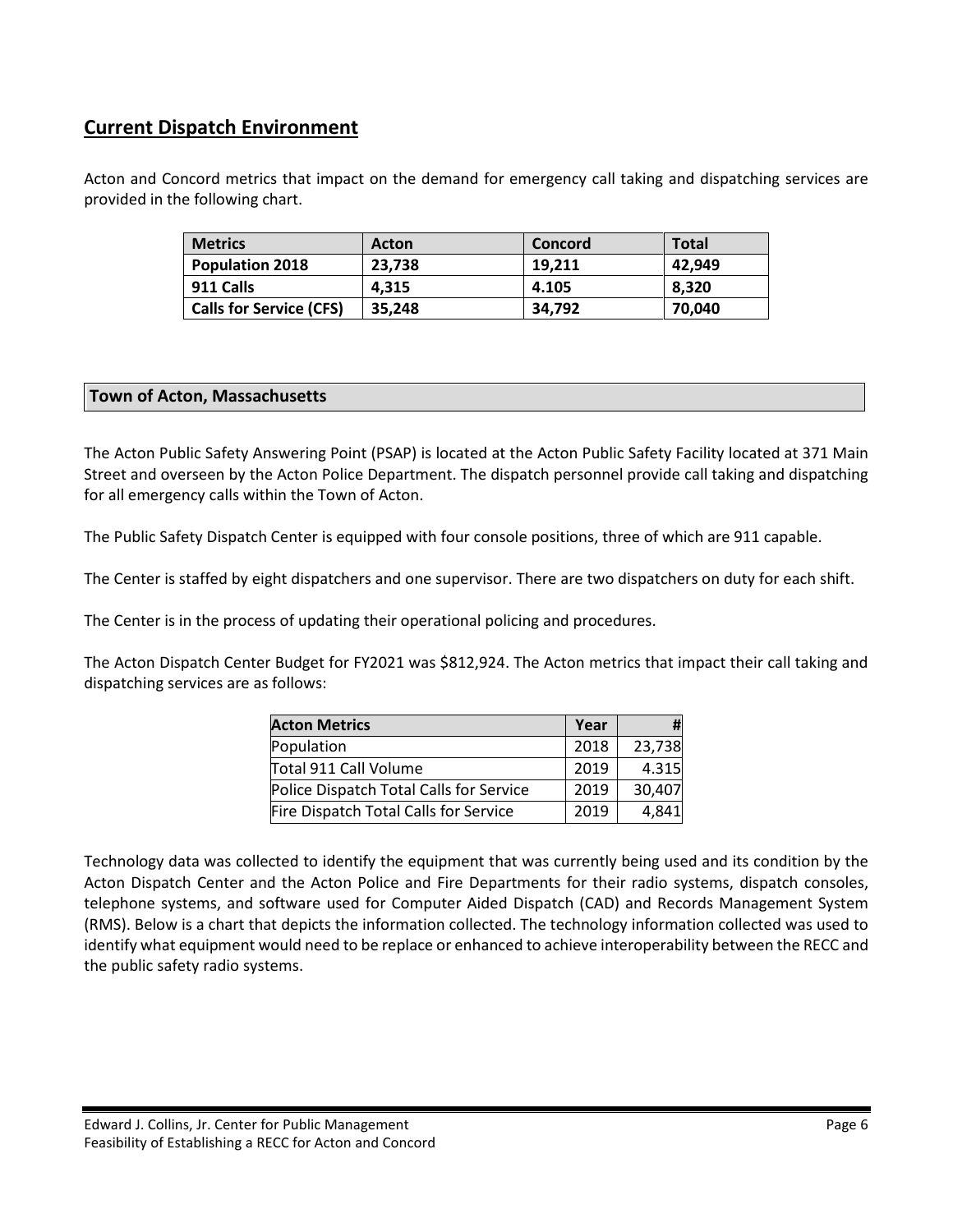## Current Dispatch Environment

Acton and Concord metrics that impact on the demand for emergency call taking and dispatching services are provided in the following chart.

| Metrics | Acton | Concord | Total |
| --- | --- | --- | --- |
| **Population 2018** | **23,738** | **19,211** | **42,949** |
| **911 Calls** | **4,315** | **4.105** | **8,320** |
| **Calls for Service (CFS)** | **35,248** | **34,792** | **70,040** |

### Town of Acton, Massachusetts

The Acton Public Safety Answering Point (PSAP) is located at the Acton Public Safety Facility located at 371 Main Street and overseen by the Acton Police Department. The dispatch personnel provide call taking and dispatching for all emergency calls within the Town of Acton.

The Public Safety Dispatch Center is equipped with four console positions, three of which are 911 capable.

The Center is staffed by eight dispatchers and one supervisor. There are two dispatchers on duty for each shift.

The Center is in the process of updating their operational policing and procedures.

The Acton Dispatch Center Budget for FY2021 was $812,924. The Acton metrics that impact their call taking and dispatching services are as follows:

| Acton Metrics | Year | # |
| --- | --- | --- |
| Population | 2018 | 23,738 |
| Total 911 Call Volume | 2019 | 4.315 |
| Police Dispatch Total Calls for Service | 2019 | 30,407 |
| Fire Dispatch Total Calls for Service | 2019 | 4,841 |

Technology data was collected to identify the equipment that was currently being used and its condition by the Acton Dispatch Center and the Acton Police and Fire Departments for their radio systems, dispatch consoles, telephone systems, and software used for Computer Aided Dispatch (CAD) and Records Management System (RMS). Below is a chart that depicts the information collected. The technology information collected was used to identify what equipment would need to be replace or enhanced to achieve interoperability between the RECC and the public safety radio systems.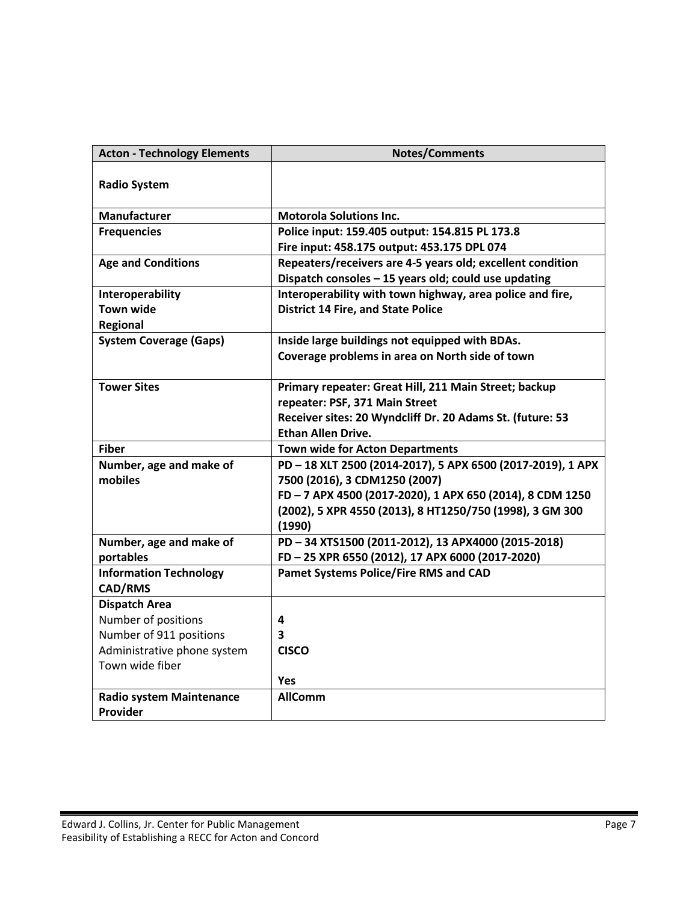| Acton - Technology Elements | Notes/Comments |
|---|---|
| **Radio System** | |
| **Manufacturer** | **Motorola Solutions Inc.** |
| **Frequencies** | **Police input: 159.405 output: 154.815 PL 173.8**<br>**Fire input: 458.175 output: 453.175 DPL 074** |
| **Age and Conditions** | **Repeaters/receivers are 4-5 years old; excellent condition**<br>**Dispatch consoles – 15 years old; could use updating** |
| **Interoperability**<br>**Town wide**<br>**Regional** | **Interoperability with town highway, area police and fire, District 14 Fire, and State Police** |
| **System Coverage (Gaps)** | **Inside large buildings not equipped with BDAs.**<br>**Coverage problems in area on North side of town** |
| **Tower Sites** | **Primary repeater: Great Hill, 211 Main Street; backup repeater: PSF, 371 Main Street**<br>**Receiver sites: 20 Wyndcliff Dr. 20 Adams St. (future: 53 Ethan Allen Drive.** |
| **Fiber** | **Town wide for Acton Departments** |
| **Number, age and make of mobiles** | **PD – 18 XLT 2500 (2014-2017), 5 APX 6500 (2017-2019), 1 APX 7500 (2016), 3 CDM1250 (2007)**<br>**FD – 7 APX 4500 (2017-2020), 1 APX 650 (2014), 8 CDM 1250 (2002), 5 XPR 4550 (2013), 8 HT1250/750 (1998), 3 GM 300 (1990)** |
| **Number, age and make of portables** | **PD – 34 XTS1500 (2011-2012), 13 APX4000 (2015-2018)**<br>**FD – 25 XPR 6550 (2012), 17 APX 6000 (2017-2020)** |
| **Information Technology CAD/RMS** | **Pamet Systems Police/Fire RMS and CAD** |
| **Dispatch Area**<br>Number of positions<br>Number of 911 positions<br>Administrative phone system<br>Town wide fiber | <br>**4**<br>**3**<br>**CISCO**<br><br>**Yes** |
| **Radio system Maintenance Provider** | **AllComm** |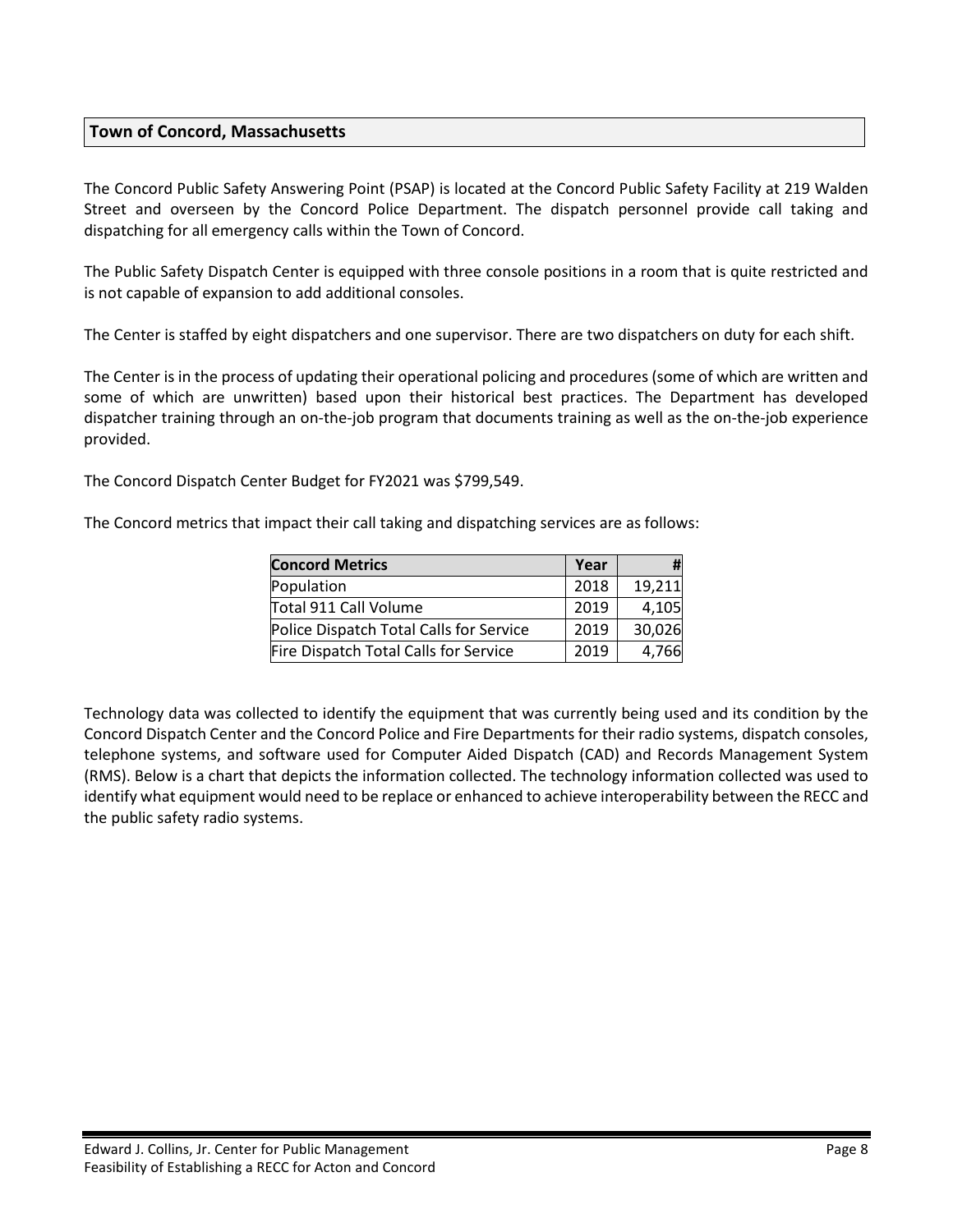## Town of Concord, Massachusetts

The Concord Public Safety Answering Point (PSAP) is located at the Concord Public Safety Facility at 219 Walden Street and overseen by the Concord Police Department. The dispatch personnel provide call taking and dispatching for all emergency calls within the Town of Concord.

The Public Safety Dispatch Center is equipped with three console positions in a room that is quite restricted and is not capable of expansion to add additional consoles.

The Center is staffed by eight dispatchers and one supervisor. There are two dispatchers on duty for each shift.

The Center is in the process of updating their operational policing and procedures (some of which are written and some of which are unwritten) based upon their historical best practices. The Department has developed dispatcher training through an on-the-job program that documents training as well as the on-the-job experience provided.

The Concord Dispatch Center Budget for FY2021 was $799,549.

The Concord metrics that impact their call taking and dispatching services are as follows:

| Concord Metrics | Year | # |
| --- | --- | --- |
| Population | 2018 | 19,211 |
| Total 911 Call Volume | 2019 | 4,105 |
| Police Dispatch Total Calls for Service | 2019 | 30,026 |
| Fire Dispatch Total Calls for Service | 2019 | 4,766 |

Technology data was collected to identify the equipment that was currently being used and its condition by the Concord Dispatch Center and the Concord Police and Fire Departments for their radio systems, dispatch consoles, telephone systems, and software used for Computer Aided Dispatch (CAD) and Records Management System (RMS). Below is a chart that depicts the information collected. The technology information collected was used to identify what equipment would need to be replace or enhanced to achieve interoperability between the RECC and the public safety radio systems.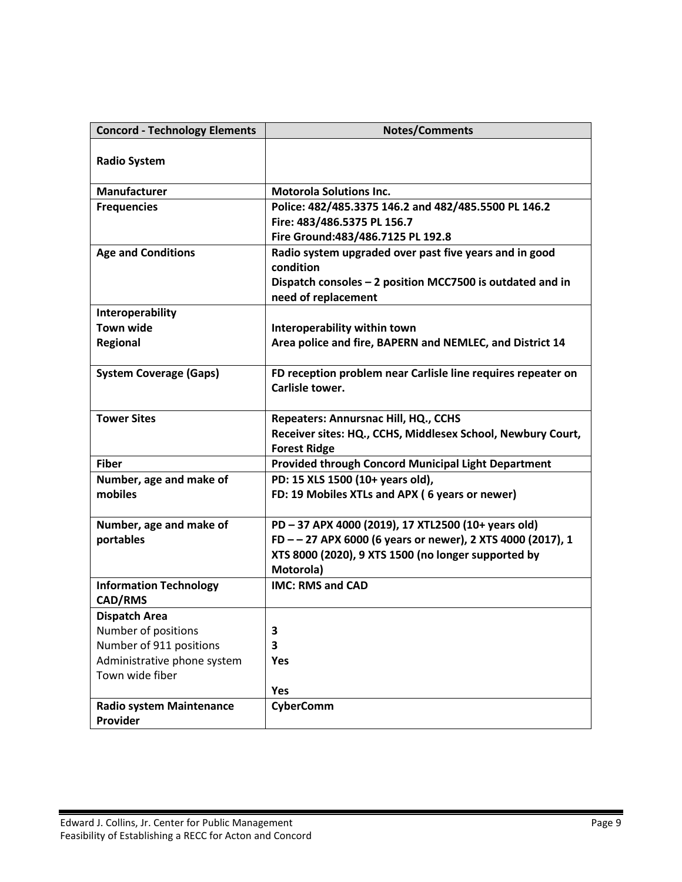| Concord - Technology Elements | Notes/Comments |
|---|---|
| **Radio System** | |
| **Manufacturer** | **Motorola Solutions Inc.** |
| **Frequencies** | **Police: 482/485.3375 146.2 and 482/485.5500 PL 146.2**<br>**Fire: 483/486.5375 PL 156.7**<br>**Fire Ground:483/486.7125 PL 192.8** |
| **Age and Conditions** | **Radio system upgraded over past five years and in good condition**<br>**Dispatch consoles – 2 position MCC7500 is outdated and in need of replacement** |
| **Interoperability**<br>**Town wide**<br>**Regional** | <br>**Interoperability within town**<br>**Area police and fire, BAPERN and NEMLEC, and District 14** |
| **System Coverage (Gaps)** | **FD reception problem near Carlisle line requires repeater on Carlisle tower.** |
| **Tower Sites** | **Repeaters: Annursnac Hill, HQ., CCHS**<br>**Receiver sites: HQ., CCHS, Middlesex School, Newbury Court, Forest Ridge** |
| **Fiber** | **Provided through Concord Municipal Light Department** |
| **Number, age and make of mobiles** | **PD: 15 XLS 1500 (10+ years old),**<br>**FD: 19 Mobiles XTLs and APX ( 6 years or newer)** |
| **Number, age and make of portables** | **PD – 37 APX 4000 (2019), 17 XTL2500 (10+ years old)**<br>**FD – – 27 APX 6000 (6 years or newer), 2 XTS 4000 (2017), 1 XTS 8000 (2020), 9 XTS 1500 (no longer supported by Motorola)** |
| **Information Technology CAD/RMS** | **IMC: RMS and CAD** |
| **Dispatch Area**<br>Number of positions<br>Number of 911 positions<br>Administrative phone system<br>Town wide fiber | <br>**3**<br>**3**<br>**Yes**<br>**Yes** |
| **Radio system Maintenance Provider** | **CyberComm** |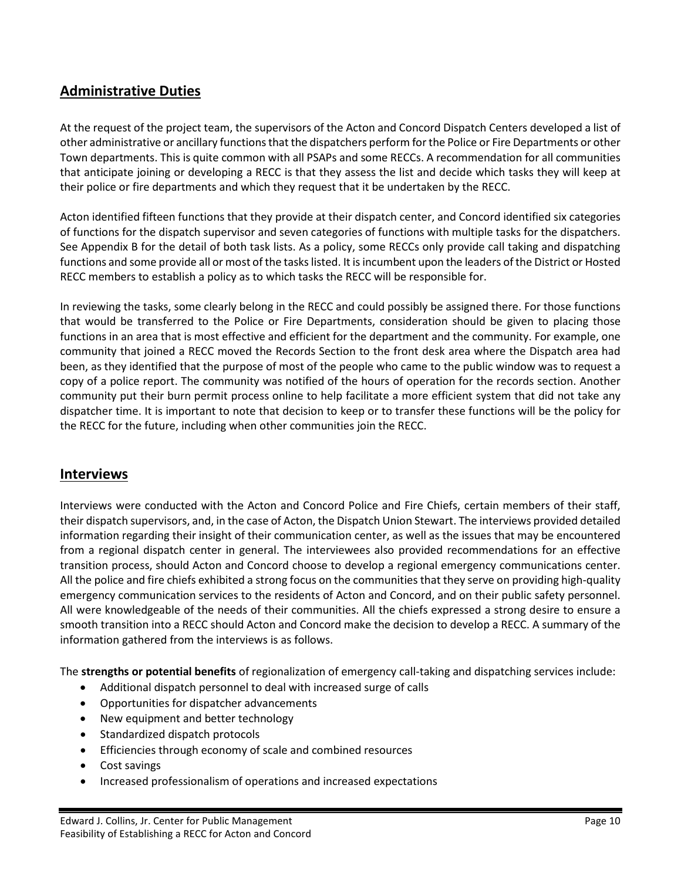## Administrative Duties

At the request of the project team, the supervisors of the Acton and Concord Dispatch Centers developed a list of other administrative or ancillary functions that the dispatchers perform for the Police or Fire Departments or other Town departments. This is quite common with all PSAPs and some RECCs. A recommendation for all communities that anticipate joining or developing a RECC is that they assess the list and decide which tasks they will keep at their police or fire departments and which they request that it be undertaken by the RECC.

Acton identified fifteen functions that they provide at their dispatch center, and Concord identified six categories of functions for the dispatch supervisor and seven categories of functions with multiple tasks for the dispatchers. See Appendix B for the detail of both task lists. As a policy, some RECCs only provide call taking and dispatching functions and some provide all or most of the tasks listed. It is incumbent upon the leaders of the District or Hosted RECC members to establish a policy as to which tasks the RECC will be responsible for.

In reviewing the tasks, some clearly belong in the RECC and could possibly be assigned there. For those functions that would be transferred to the Police or Fire Departments, consideration should be given to placing those functions in an area that is most effective and efficient for the department and the community. For example, one community that joined a RECC moved the Records Section to the front desk area where the Dispatch area had been, as they identified that the purpose of most of the people who came to the public window was to request a copy of a police report. The community was notified of the hours of operation for the records section. Another community put their burn permit process online to help facilitate a more efficient system that did not take any dispatcher time. It is important to note that decision to keep or to transfer these functions will be the policy for the RECC for the future, including when other communities join the RECC.

## Interviews

Interviews were conducted with the Acton and Concord Police and Fire Chiefs, certain members of their staff, their dispatch supervisors, and, in the case of Acton, the Dispatch Union Stewart. The interviews provided detailed information regarding their insight of their communication center, as well as the issues that may be encountered from a regional dispatch center in general. The interviewees also provided recommendations for an effective transition process, should Acton and Concord choose to develop a regional emergency communications center. All the police and fire chiefs exhibited a strong focus on the communities that they serve on providing high-quality emergency communication services to the residents of Acton and Concord, and on their public safety personnel. All were knowledgeable of the needs of their communities. All the chiefs expressed a strong desire to ensure a smooth transition into a RECC should Acton and Concord make the decision to develop a RECC. A summary of the information gathered from the interviews is as follows.

The **strengths or potential benefits** of regionalization of emergency call-taking and dispatching services include:

- Additional dispatch personnel to deal with increased surge of calls
- Opportunities for dispatcher advancements
- New equipment and better technology
- Standardized dispatch protocols
- Efficiencies through economy of scale and combined resources
- Cost savings
- Increased professionalism of operations and increased expectations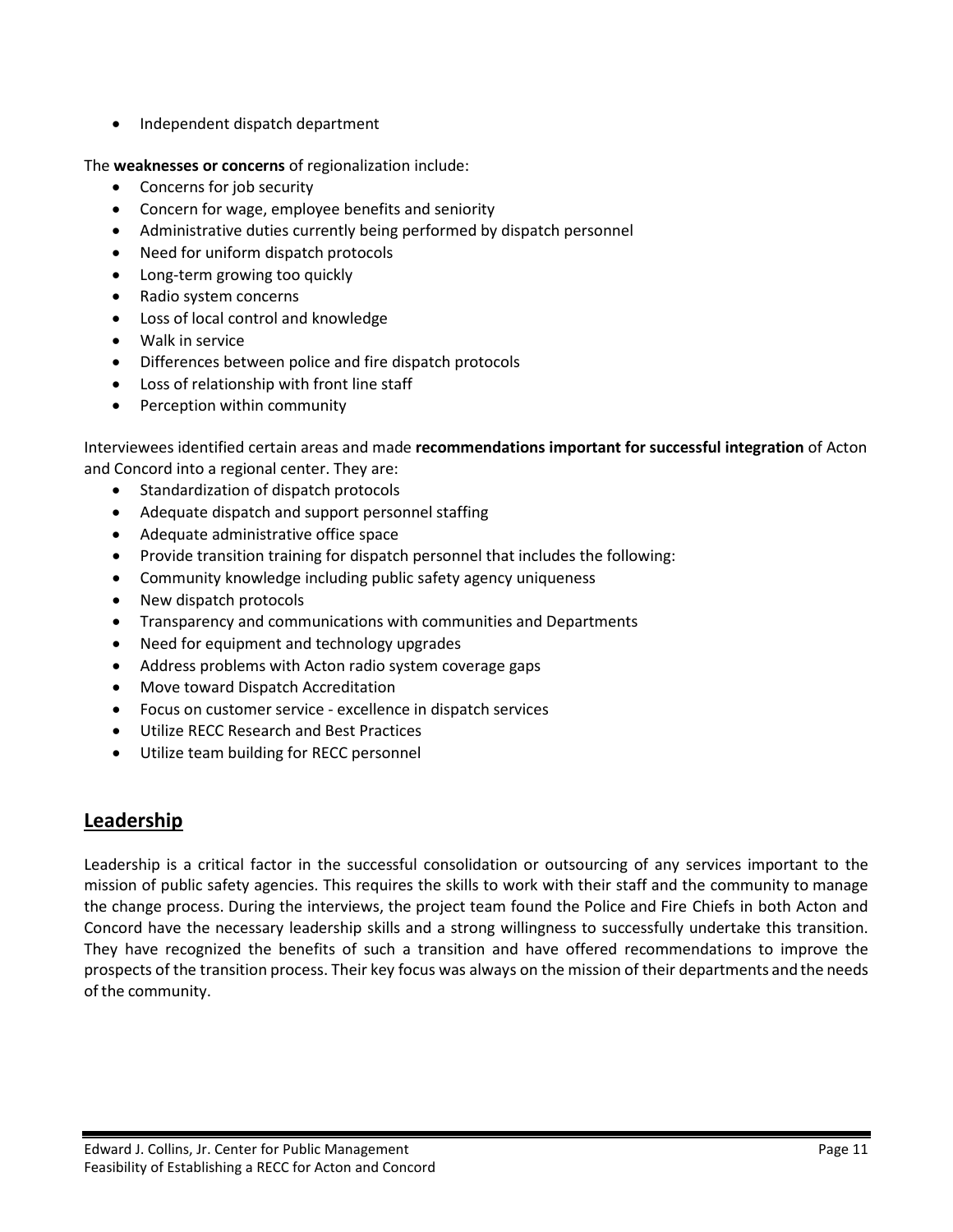- Independent dispatch department

The **weaknesses or concerns** of regionalization include:

- Concerns for job security
- Concern for wage, employee benefits and seniority
- Administrative duties currently being performed by dispatch personnel
- Need for uniform dispatch protocols
- Long-term growing too quickly
- Radio system concerns
- Loss of local control and knowledge
- Walk in service
- Differences between police and fire dispatch protocols
- Loss of relationship with front line staff
- Perception within community

Interviewees identified certain areas and made **recommendations important for successful integration** of Acton and Concord into a regional center. They are:

- Standardization of dispatch protocols
- Adequate dispatch and support personnel staffing
- Adequate administrative office space
- Provide transition training for dispatch personnel that includes the following:
- Community knowledge including public safety agency uniqueness
- New dispatch protocols
- Transparency and communications with communities and Departments
- Need for equipment and technology upgrades
- Address problems with Acton radio system coverage gaps
- Move toward Dispatch Accreditation
- Focus on customer service - excellence in dispatch services
- Utilize RECC Research and Best Practices
- Utilize team building for RECC personnel

## Leadership

Leadership is a critical factor in the successful consolidation or outsourcing of any services important to the mission of public safety agencies. This requires the skills to work with their staff and the community to manage the change process. During the interviews, the project team found the Police and Fire Chiefs in both Acton and Concord have the necessary leadership skills and a strong willingness to successfully undertake this transition. They have recognized the benefits of such a transition and have offered recommendations to improve the prospects of the transition process. Their key focus was always on the mission of their departments and the needs of the community.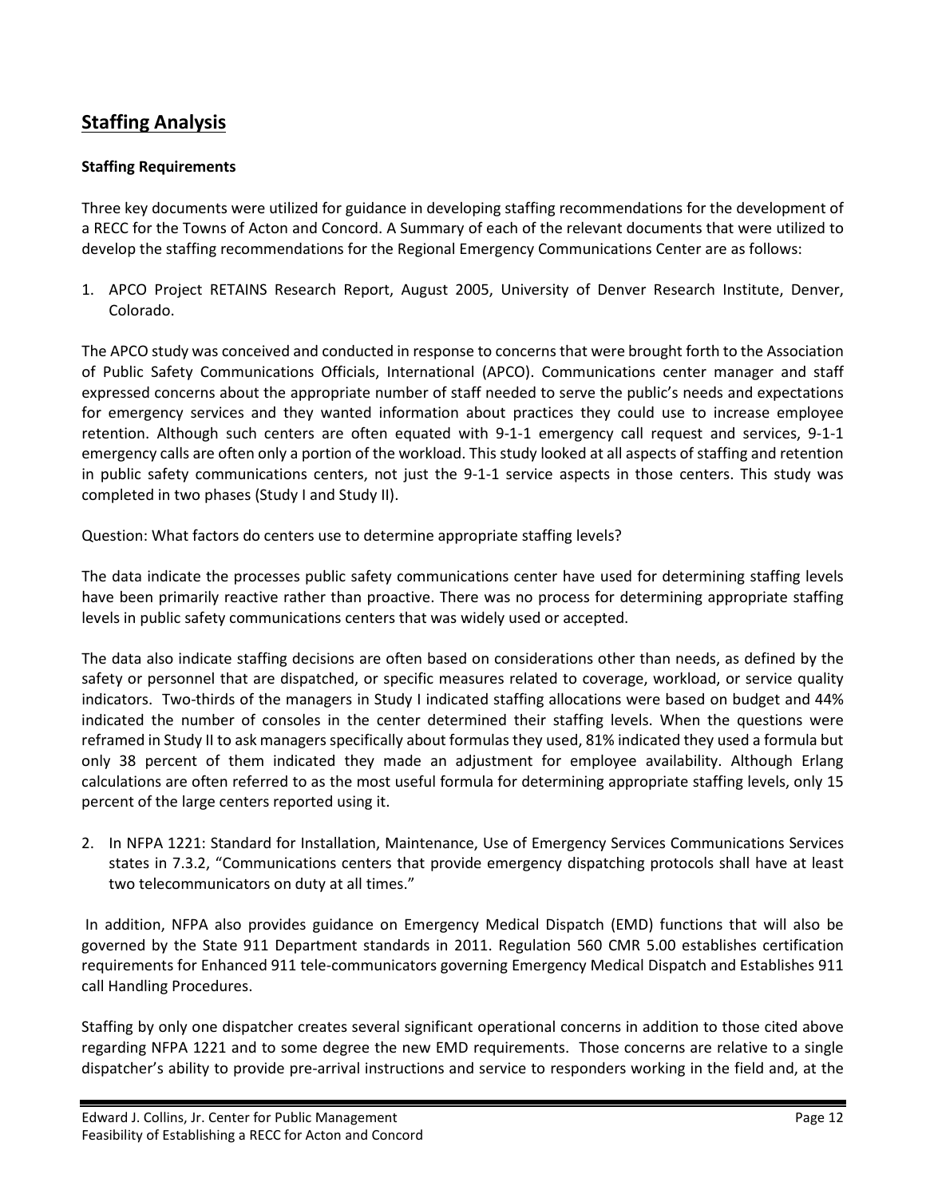## Staffing Analysis

### Staffing Requirements

Three key documents were utilized for guidance in developing staffing recommendations for the development of a RECC for the Towns of Acton and Concord. A Summary of each of the relevant documents that were utilized to develop the staffing recommendations for the Regional Emergency Communications Center are as follows:

1. APCO Project RETAINS Research Report, August 2005, University of Denver Research Institute, Denver, Colorado.

The APCO study was conceived and conducted in response to concerns that were brought forth to the Association of Public Safety Communications Officials, International (APCO). Communications center manager and staff expressed concerns about the appropriate number of staff needed to serve the public's needs and expectations for emergency services and they wanted information about practices they could use to increase employee retention. Although such centers are often equated with 9-1-1 emergency call request and services, 9-1-1 emergency calls are often only a portion of the workload. This study looked at all aspects of staffing and retention in public safety communications centers, not just the 9-1-1 service aspects in those centers. This study was completed in two phases (Study I and Study II).

Question: What factors do centers use to determine appropriate staffing levels?

The data indicate the processes public safety communications center have used for determining staffing levels have been primarily reactive rather than proactive. There was no process for determining appropriate staffing levels in public safety communications centers that was widely used or accepted.

The data also indicate staffing decisions are often based on considerations other than needs, as defined by the safety or personnel that are dispatched, or specific measures related to coverage, workload, or service quality indicators. Two-thirds of the managers in Study I indicated staffing allocations were based on budget and 44% indicated the number of consoles in the center determined their staffing levels. When the questions were reframed in Study II to ask managers specifically about formulas they used, 81% indicated they used a formula but only 38 percent of them indicated they made an adjustment for employee availability. Although Erlang calculations are often referred to as the most useful formula for determining appropriate staffing levels, only 15 percent of the large centers reported using it.

2. In NFPA 1221: Standard for Installation, Maintenance, Use of Emergency Services Communications Services states in 7.3.2, "Communications centers that provide emergency dispatching protocols shall have at least two telecommunicators on duty at all times."

In addition, NFPA also provides guidance on Emergency Medical Dispatch (EMD) functions that will also be governed by the State 911 Department standards in 2011. Regulation 560 CMR 5.00 establishes certification requirements for Enhanced 911 tele-communicators governing Emergency Medical Dispatch and Establishes 911 call Handling Procedures.

Staffing by only one dispatcher creates several significant operational concerns in addition to those cited above regarding NFPA 1221 and to some degree the new EMD requirements. Those concerns are relative to a single dispatcher's ability to provide pre-arrival instructions and service to responders working in the field and, at the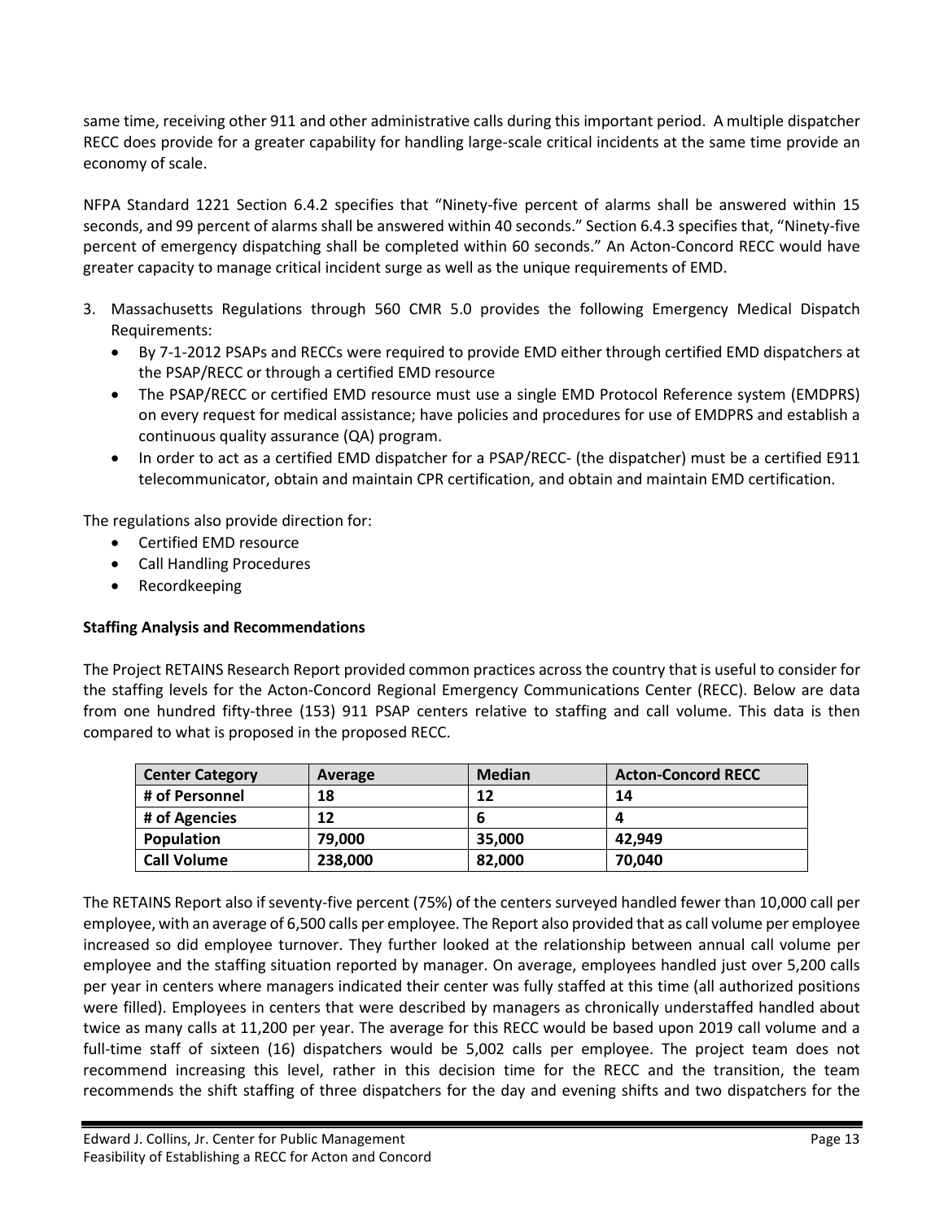same time, receiving other 911 and other administrative calls during this important period. A multiple dispatcher RECC does provide for a greater capability for handling large-scale critical incidents at the same time provide an economy of scale.

NFPA Standard 1221 Section 6.4.2 specifies that "Ninety-five percent of alarms shall be answered within 15 seconds, and 99 percent of alarms shall be answered within 40 seconds." Section 6.4.3 specifies that, "Ninety-five percent of emergency dispatching shall be completed within 60 seconds." An Acton-Concord RECC would have greater capacity to manage critical incident surge as well as the unique requirements of EMD.

3. Massachusetts Regulations through 560 CMR 5.0 provides the following Emergency Medical Dispatch Requirements:
   - By 7-1-2012 PSAPs and RECCs were required to provide EMD either through certified EMD dispatchers at the PSAP/RECC or through a certified EMD resource
   - The PSAP/RECC or certified EMD resource must use a single EMD Protocol Reference system (EMDPRS) on every request for medical assistance; have policies and procedures for use of EMDPRS and establish a continuous quality assurance (QA) program.
   - In order to act as a certified EMD dispatcher for a PSAP/RECC- (the dispatcher) must be a certified E911 telecommunicator, obtain and maintain CPR certification, and obtain and maintain EMD certification.

The regulations also provide direction for:

- Certified EMD resource
- Call Handling Procedures
- Recordkeeping

**Staffing Analysis and Recommendations**

The Project RETAINS Research Report provided common practices across the country that is useful to consider for the staffing levels for the Acton-Concord Regional Emergency Communications Center (RECC). Below are data from one hundred fifty-three (153) 911 PSAP centers relative to staffing and call volume. This data is then compared to what is proposed in the proposed RECC.

| Center Category | Average | Median | Acton-Concord RECC |
|---|---|---|---|
| # of Personnel | 18 | 12 | 14 |
| # of Agencies | 12 | 6 | 4 |
| Population | 79,000 | 35,000 | 42,949 |
| Call Volume | 238,000 | 82,000 | 70,040 |

The RETAINS Report also if seventy-five percent (75%) of the centers surveyed handled fewer than 10,000 call per employee, with an average of 6,500 calls per employee. The Report also provided that as call volume per employee increased so did employee turnover. They further looked at the relationship between annual call volume per employee and the staffing situation reported by manager. On average, employees handled just over 5,200 calls per year in centers where managers indicated their center was fully staffed at this time (all authorized positions were filled). Employees in centers that were described by managers as chronically understaffed handled about twice as many calls at 11,200 per year. The average for this RECC would be based upon 2019 call volume and a full-time staff of sixteen (16) dispatchers would be 5,002 calls per employee. The project team does not recommend increasing this level, rather in this decision time for the RECC and the transition, the team recommends the shift staffing of three dispatchers for the day and evening shifts and two dispatchers for the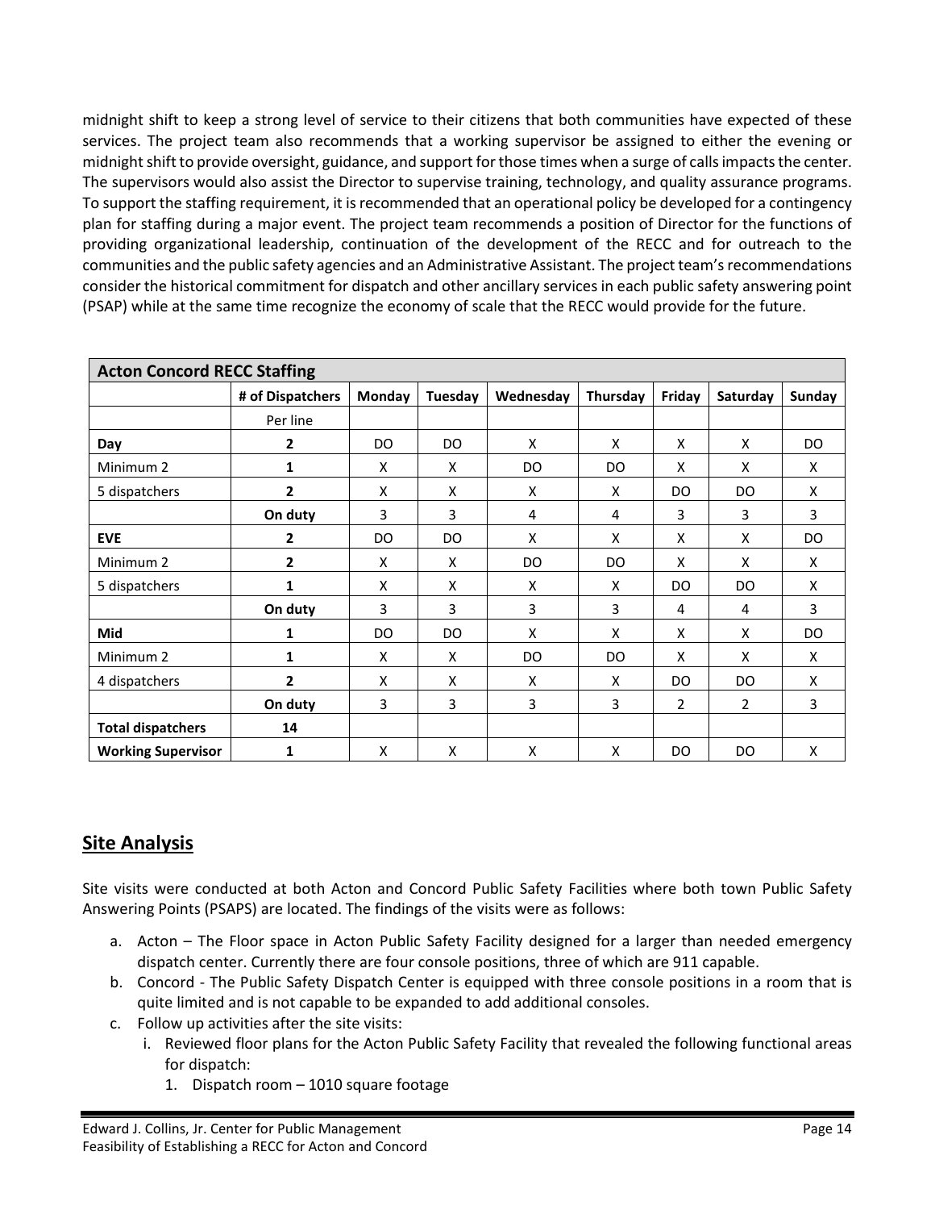midnight shift to keep a strong level of service to their citizens that both communities have expected of these services. The project team also recommends that a working supervisor be assigned to either the evening or midnight shift to provide oversight, guidance, and support for those times when a surge of calls impacts the center. The supervisors would also assist the Director to supervise training, technology, and quality assurance programs. To support the staffing requirement, it is recommended that an operational policy be developed for a contingency plan for staffing during a major event. The project team recommends a position of Director for the functions of providing organizational leadership, continuation of the development of the RECC and for outreach to the communities and the public safety agencies and an Administrative Assistant. The project team's recommendations consider the historical commitment for dispatch and other ancillary services in each public safety answering point (PSAP) while at the same time recognize the economy of scale that the RECC would provide for the future.

| **Acton Concord RECC Staffing** | | | | | | | | |
|---|---|---|---|---|---|---|---|---|
| | **# of Dispatchers** | **Monday** | **Tuesday** | **Wednesday** | **Thursday** | **Friday** | **Saturday** | **Sunday** |
| | Per line | | | | | | | |
| **Day** | **2** | DO | DO | X | X | X | X | DO |
| Minimum 2 | **1** | X | X | DO | DO | X | X | X |
| 5 dispatchers | **2** | X | X | X | X | DO | DO | X |
| | **On duty** | 3 | 3 | 4 | 4 | 3 | 3 | 3 |
| **EVE** | **2** | DO | DO | X | X | X | X | DO |
| Minimum 2 | **2** | X | X | DO | DO | X | X | X |
| 5 dispatchers | **1** | X | X | X | X | DO | DO | X |
| | **On duty** | 3 | 3 | 3 | 3 | 4 | 4 | 3 |
| **Mid** | **1** | DO | DO | X | X | X | X | DO |
| Minimum 2 | **1** | X | X | DO | DO | X | X | X |
| 4 dispatchers | **2** | X | X | X | X | DO | DO | X |
| | **On duty** | 3 | 3 | 3 | 3 | 2 | 2 | 3 |
| **Total dispatchers** | **14** | | | | | | | |
| **Working Supervisor** | **1** | X | X | X | X | DO | DO | X |

## Site Analysis

Site visits were conducted at both Acton and Concord Public Safety Facilities where both town Public Safety Answering Points (PSAPS) are located. The findings of the visits were as follows:

a. Acton – The Floor space in Acton Public Safety Facility designed for a larger than needed emergency dispatch center. Currently there are four console positions, three of which are 911 capable.
b. Concord - The Public Safety Dispatch Center is equipped with three console positions in a room that is quite limited and is not capable to be expanded to add additional consoles.
c. Follow up activities after the site visits:
    i. Reviewed floor plans for the Acton Public Safety Facility that revealed the following functional areas for dispatch:
        1. Dispatch room – 1010 square footage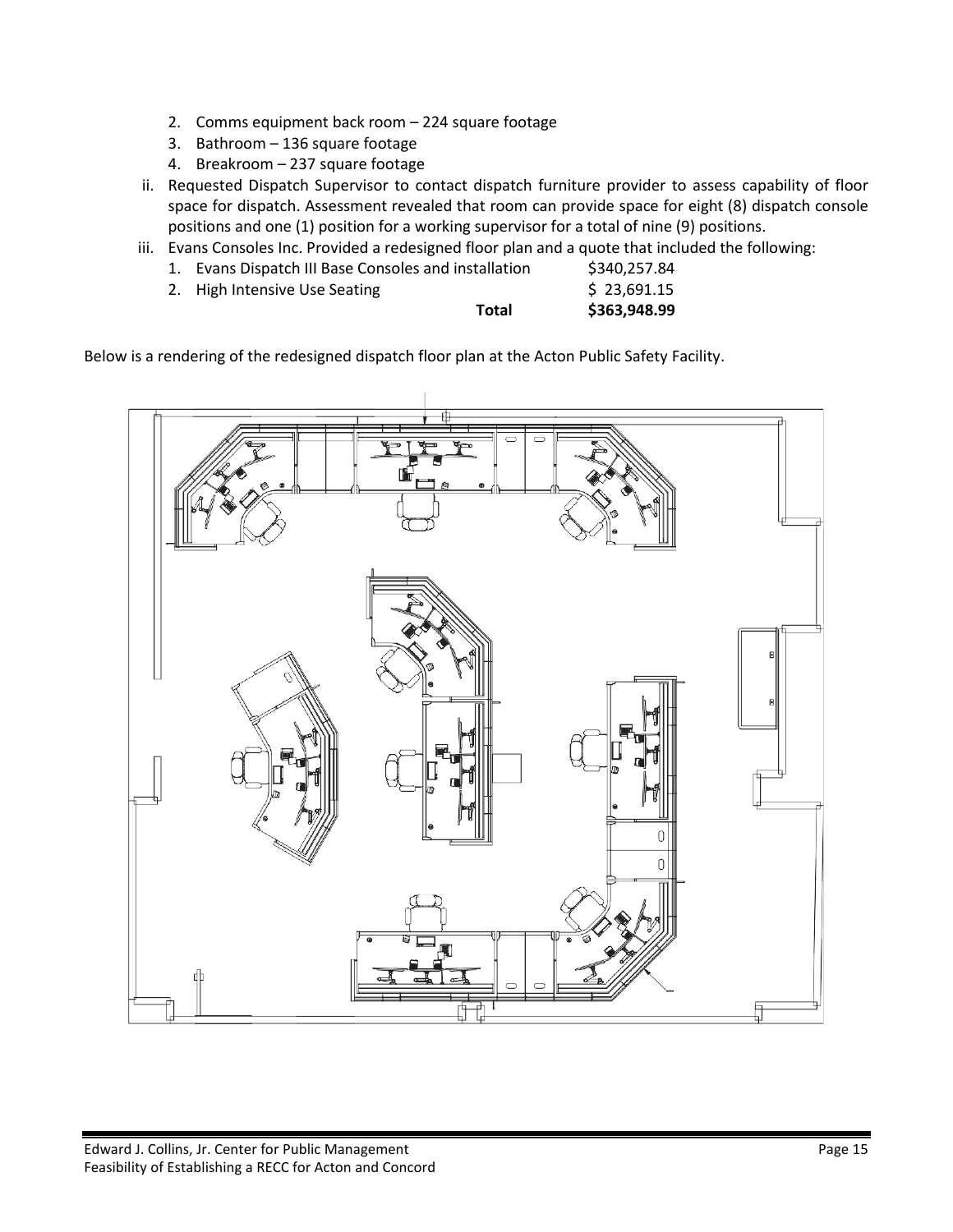2. Comms equipment back room – 224 square footage
3. Bathroom – 136 square footage
4. Breakroom – 237 square footage

ii. Requested Dispatch Supervisor to contact dispatch furniture provider to assess capability of floor space for dispatch. Assessment revealed that room can provide space for eight (8) dispatch console positions and one (1) position for a working supervisor for a total of nine (9) positions.

iii. Evans Consoles Inc. Provided a redesigned floor plan and a quote that included the following:

| | | |
|---|---|---|
| 1. Evans Dispatch III Base Consoles and installation | | $340,257.84 |
| 2. High Intensive Use Seating | | $ 23,691.15 |
| | **Total** | **$363,948.99** |

Below is a rendering of the redesigned dispatch floor plan at the Acton Public Safety Facility.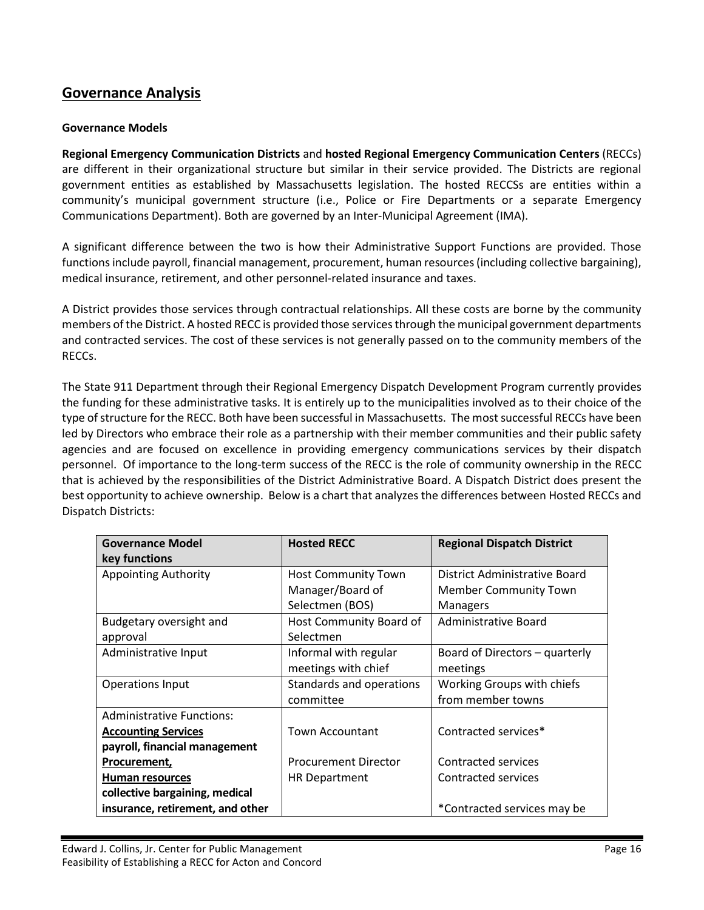## Governance Analysis

### Governance Models

**Regional Emergency Communication Districts** and **hosted Regional Emergency Communication Centers** (RECCs) are different in their organizational structure but similar in their service provided. The Districts are regional government entities as established by Massachusetts legislation. The hosted RECCSs are entities within a community's municipal government structure (i.e., Police or Fire Departments or a separate Emergency Communications Department). Both are governed by an Inter-Municipal Agreement (IMA).

A significant difference between the two is how their Administrative Support Functions are provided. Those functions include payroll, financial management, procurement, human resources (including collective bargaining), medical insurance, retirement, and other personnel-related insurance and taxes.

A District provides those services through contractual relationships. All these costs are borne by the community members of the District. A hosted RECC is provided those services through the municipal government departments and contracted services. The cost of these services is not generally passed on to the community members of the RECCs.

The State 911 Department through their Regional Emergency Dispatch Development Program currently provides the funding for these administrative tasks. It is entirely up to the municipalities involved as to their choice of the type of structure for the RECC. Both have been successful in Massachusetts. The most successful RECCs have been led by Directors who embrace their role as a partnership with their member communities and their public safety agencies and are focused on excellence in providing emergency communications services by their dispatch personnel. Of importance to the long-term success of the RECC is the role of community ownership in the RECC that is achieved by the responsibilities of the District Administrative Board. A Dispatch District does present the best opportunity to achieve ownership. Below is a chart that analyzes the differences between Hosted RECCs and Dispatch Districts:

| Governance Model key functions | Hosted RECC | Regional Dispatch District |
|---|---|---|
| Appointing Authority | Host Community Town Manager/Board of Selectmen (BOS) | District Administrative Board Member Community Town Managers |
| Budgetary oversight and approval | Host Community Board of Selectmen | Administrative Board |
| Administrative Input | Informal with regular meetings with chief | Board of Directors – quarterly meetings |
| Operations Input | Standards and operations committee | Working Groups with chiefs from member towns |
| Administrative Functions:<br>**<u>Accounting Services</u>**<br>**payroll, financial management**<br>**<u>Procurement,</u>**<br>**<u>Human resources</u>**<br>**collective bargaining, medical insurance, retirement, and other** | <br>Town Accountant<br><br>Procurement Director<br>HR Department | <br>Contracted services*<br><br>Contracted services<br>Contracted services<br><br>*Contracted services may be |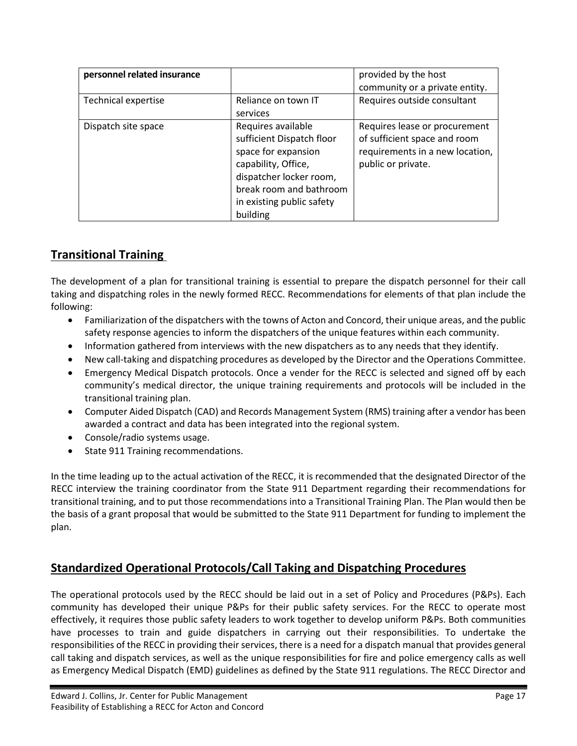| **personnel related insurance** | | provided by the host community or a private entity. |
|---|---|---|
| Technical expertise | Reliance on town IT services | Requires outside consultant |
| Dispatch site space | Requires available sufficient Dispatch floor space for expansion capability, Office, dispatcher locker room, break room and bathroom in existing public safety building | Requires lease or procurement of sufficient space and room requirements in a new location, public or private. |

## Transitional Training

The development of a plan for transitional training is essential to prepare the dispatch personnel for their call taking and dispatching roles in the newly formed RECC. Recommendations for elements of that plan include the following:

- Familiarization of the dispatchers with the towns of Acton and Concord, their unique areas, and the public safety response agencies to inform the dispatchers of the unique features within each community.
- Information gathered from interviews with the new dispatchers as to any needs that they identify.
- New call-taking and dispatching procedures as developed by the Director and the Operations Committee.
- Emergency Medical Dispatch protocols. Once a vender for the RECC is selected and signed off by each community's medical director, the unique training requirements and protocols will be included in the transitional training plan.
- Computer Aided Dispatch (CAD) and Records Management System (RMS) training after a vendor has been awarded a contract and data has been integrated into the regional system.
- Console/radio systems usage.
- State 911 Training recommendations.

In the time leading up to the actual activation of the RECC, it is recommended that the designated Director of the RECC interview the training coordinator from the State 911 Department regarding their recommendations for transitional training, and to put those recommendations into a Transitional Training Plan. The Plan would then be the basis of a grant proposal that would be submitted to the State 911 Department for funding to implement the plan.

## Standardized Operational Protocols/Call Taking and Dispatching Procedures

The operational protocols used by the RECC should be laid out in a set of Policy and Procedures (P&Ps). Each community has developed their unique P&Ps for their public safety services. For the RECC to operate most effectively, it requires those public safety leaders to work together to develop uniform P&Ps. Both communities have processes to train and guide dispatchers in carrying out their responsibilities. To undertake the responsibilities of the RECC in providing their services, there is a need for a dispatch manual that provides general call taking and dispatch services, as well as the unique responsibilities for fire and police emergency calls as well as Emergency Medical Dispatch (EMD) guidelines as defined by the State 911 regulations. The RECC Director and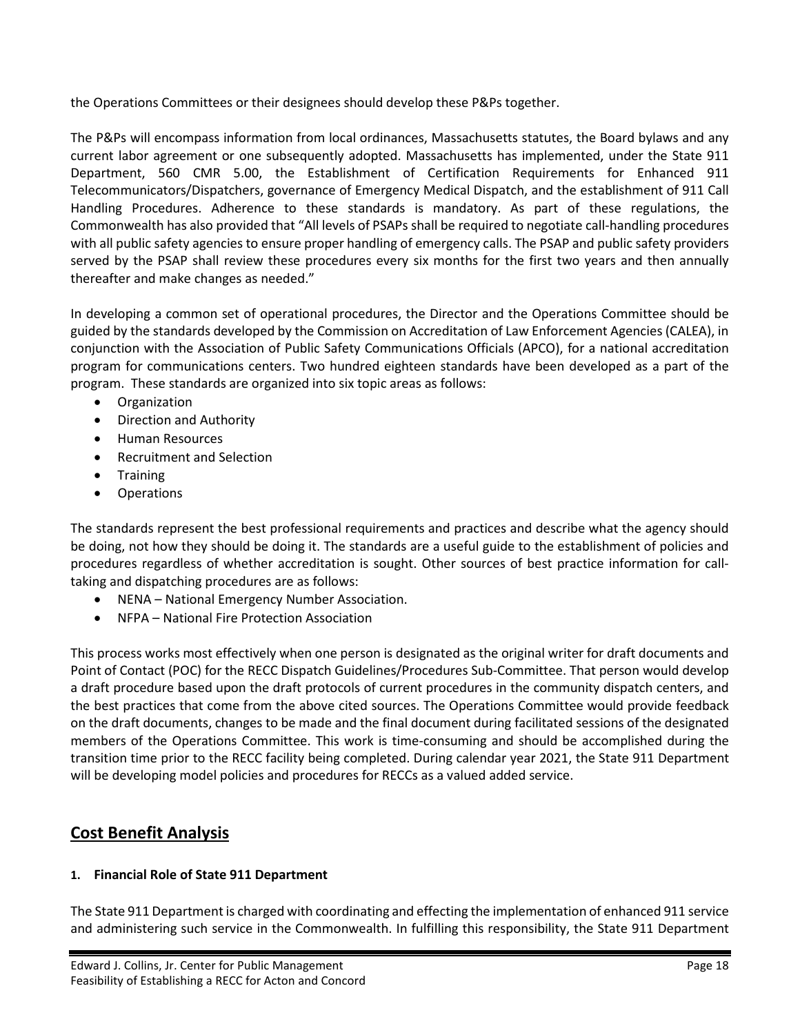the Operations Committees or their designees should develop these P&Ps together.

The P&Ps will encompass information from local ordinances, Massachusetts statutes, the Board bylaws and any current labor agreement or one subsequently adopted. Massachusetts has implemented, under the State 911 Department, 560 CMR 5.00, the Establishment of Certification Requirements for Enhanced 911 Telecommunicators/Dispatchers, governance of Emergency Medical Dispatch, and the establishment of 911 Call Handling Procedures. Adherence to these standards is mandatory. As part of these regulations, the Commonwealth has also provided that "All levels of PSAPs shall be required to negotiate call-handling procedures with all public safety agencies to ensure proper handling of emergency calls. The PSAP and public safety providers served by the PSAP shall review these procedures every six months for the first two years and then annually thereafter and make changes as needed."

In developing a common set of operational procedures, the Director and the Operations Committee should be guided by the standards developed by the Commission on Accreditation of Law Enforcement Agencies (CALEA), in conjunction with the Association of Public Safety Communications Officials (APCO), for a national accreditation program for communications centers. Two hundred eighteen standards have been developed as a part of the program. These standards are organized into six topic areas as follows:

- Organization
- Direction and Authority
- Human Resources
- Recruitment and Selection
- Training
- Operations

The standards represent the best professional requirements and practices and describe what the agency should be doing, not how they should be doing it. The standards are a useful guide to the establishment of policies and procedures regardless of whether accreditation is sought. Other sources of best practice information for call-taking and dispatching procedures are as follows:

- NENA – National Emergency Number Association.
- NFPA – National Fire Protection Association

This process works most effectively when one person is designated as the original writer for draft documents and Point of Contact (POC) for the RECC Dispatch Guidelines/Procedures Sub-Committee. That person would develop a draft procedure based upon the draft protocols of current procedures in the community dispatch centers, and the best practices that come from the above cited sources. The Operations Committee would provide feedback on the draft documents, changes to be made and the final document during facilitated sessions of the designated members of the Operations Committee. This work is time-consuming and should be accomplished during the transition time prior to the RECC facility being completed. During calendar year 2021, the State 911 Department will be developing model policies and procedures for RECCs as a valued added service.

## Cost Benefit Analysis

### 1. Financial Role of State 911 Department

The State 911 Department is charged with coordinating and effecting the implementation of enhanced 911 service and administering such service in the Commonwealth. In fulfilling this responsibility, the State 911 Department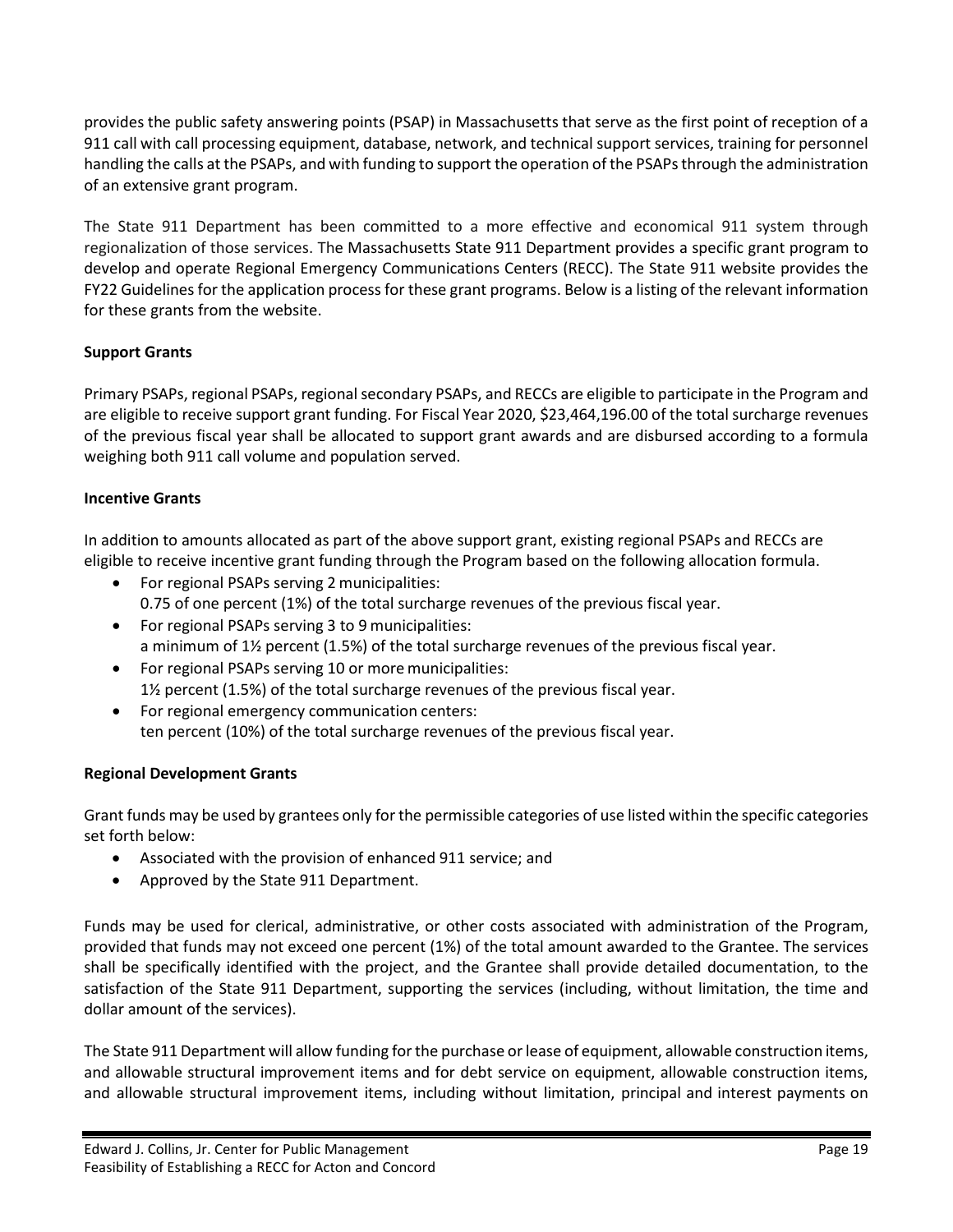provides the public safety answering points (PSAP) in Massachusetts that serve as the first point of reception of a 911 call with call processing equipment, database, network, and technical support services, training for personnel handling the calls at the PSAPs, and with funding to support the operation of the PSAPs through the administration of an extensive grant program.

The State 911 Department has been committed to a more effective and economical 911 system through regionalization of those services. The Massachusetts State 911 Department provides a specific grant program to develop and operate Regional Emergency Communications Centers (RECC). The State 911 website provides the FY22 Guidelines for the application process for these grant programs. Below is a listing of the relevant information for these grants from the website.

**Support Grants**

Primary PSAPs, regional PSAPs, regional secondary PSAPs, and RECCs are eligible to participate in the Program and are eligible to receive support grant funding. For Fiscal Year 2020, $23,464,196.00 of the total surcharge revenues of the previous fiscal year shall be allocated to support grant awards and are disbursed according to a formula weighing both 911 call volume and population served.

**Incentive Grants**

In addition to amounts allocated as part of the above support grant, existing regional PSAPs and RECCs are eligible to receive incentive grant funding through the Program based on the following allocation formula.

- For regional PSAPs serving 2 municipalities:
  0.75 of one percent (1%) of the total surcharge revenues of the previous fiscal year.
- For regional PSAPs serving 3 to 9 municipalities:
  a minimum of 1½ percent (1.5%) of the total surcharge revenues of the previous fiscal year.
- For regional PSAPs serving 10 or more municipalities:
  1½ percent (1.5%) of the total surcharge revenues of the previous fiscal year.
- For regional emergency communication centers:
  ten percent (10%) of the total surcharge revenues of the previous fiscal year.

**Regional Development Grants**

Grant funds may be used by grantees only for the permissible categories of use listed within the specific categories set forth below:

- Associated with the provision of enhanced 911 service; and
- Approved by the State 911 Department.

Funds may be used for clerical, administrative, or other costs associated with administration of the Program, provided that funds may not exceed one percent (1%) of the total amount awarded to the Grantee. The services shall be specifically identified with the project, and the Grantee shall provide detailed documentation, to the satisfaction of the State 911 Department, supporting the services (including, without limitation, the time and dollar amount of the services).

The State 911 Department will allow funding for the purchase or lease of equipment, allowable construction items, and allowable structural improvement items and for debt service on equipment, allowable construction items, and allowable structural improvement items, including without limitation, principal and interest payments on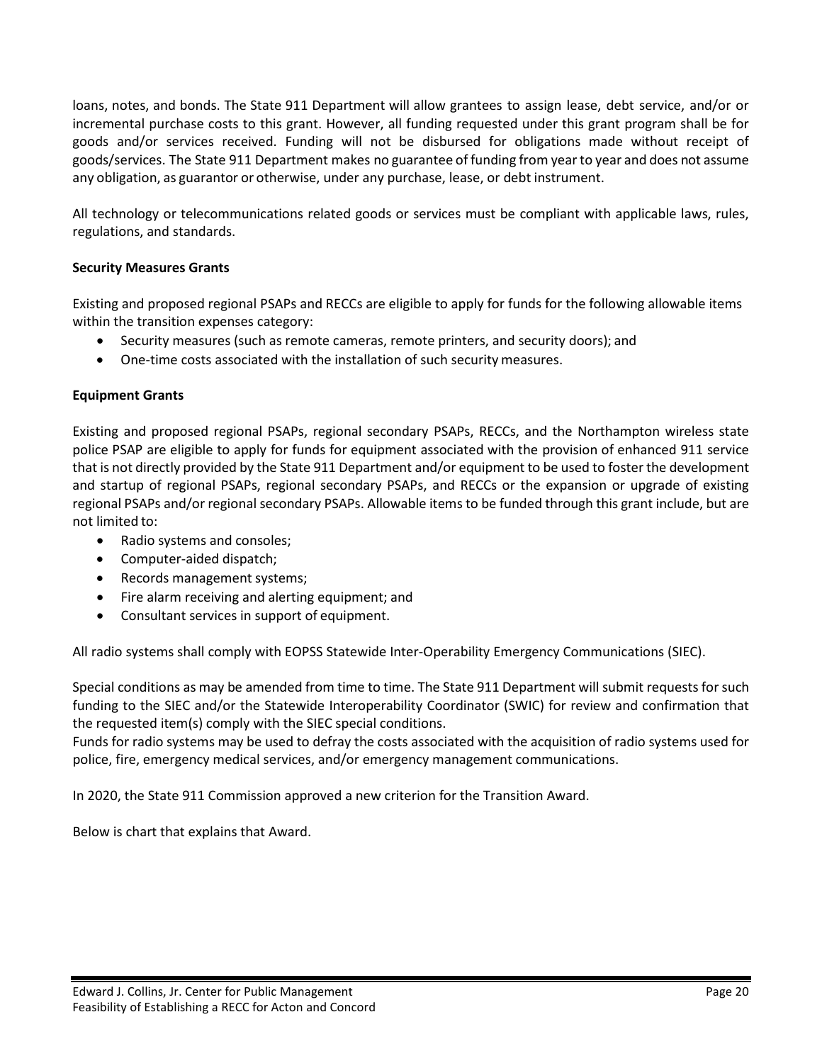loans, notes, and bonds. The State 911 Department will allow grantees to assign lease, debt service, and/or or incremental purchase costs to this grant. However, all funding requested under this grant program shall be for goods and/or services received. Funding will not be disbursed for obligations made without receipt of goods/services. The State 911 Department makes no guarantee of funding from year to year and does not assume any obligation, as guarantor or otherwise, under any purchase, lease, or debt instrument.

All technology or telecommunications related goods or services must be compliant with applicable laws, rules, regulations, and standards.

**Security Measures Grants**

Existing and proposed regional PSAPs and RECCs are eligible to apply for funds for the following allowable items within the transition expenses category:

- Security measures (such as remote cameras, remote printers, and security doors); and
- One-time costs associated with the installation of such security measures.

**Equipment Grants**

Existing and proposed regional PSAPs, regional secondary PSAPs, RECCs, and the Northampton wireless state police PSAP are eligible to apply for funds for equipment associated with the provision of enhanced 911 service that is not directly provided by the State 911 Department and/or equipment to be used to foster the development and startup of regional PSAPs, regional secondary PSAPs, and RECCs or the expansion or upgrade of existing regional PSAPs and/or regional secondary PSAPs. Allowable items to be funded through this grant include, but are not limited to:

- Radio systems and consoles;
- Computer-aided dispatch;
- Records management systems;
- Fire alarm receiving and alerting equipment; and
- Consultant services in support of equipment.

All radio systems shall comply with EOPSS Statewide Inter-Operability Emergency Communications (SIEC).

Special conditions as may be amended from time to time. The State 911 Department will submit requests for such funding to the SIEC and/or the Statewide Interoperability Coordinator (SWIC) for review and confirmation that the requested item(s) comply with the SIEC special conditions.
Funds for radio systems may be used to defray the costs associated with the acquisition of radio systems used for police, fire, emergency medical services, and/or emergency management communications.

In 2020, the State 911 Commission approved a new criterion for the Transition Award.

Below is chart that explains that Award.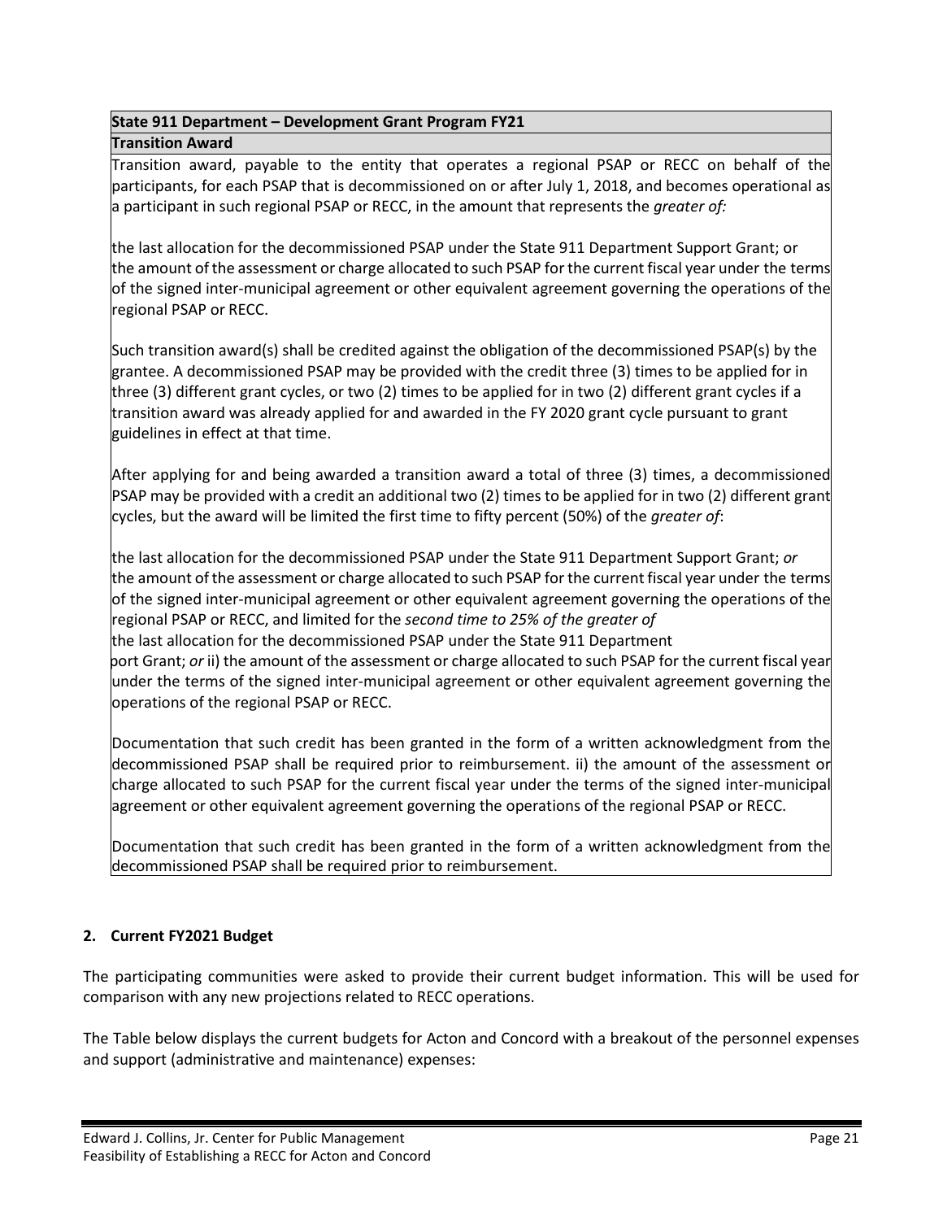| State 911 Department – Development Grant Program FY21 |
|---|
| **Transition Award** |
| Transition award, payable to the entity that operates a regional PSAP or RECC on behalf of the participants, for each PSAP that is decommissioned on or after July 1, 2018, and becomes operational as a participant in such regional PSAP or RECC, in the amount that represents the *greater of:*<br><br>the last allocation for the decommissioned PSAP under the State 911 Department Support Grant; or<br>the amount of the assessment or charge allocated to such PSAP for the current fiscal year under the terms of the signed inter-municipal agreement or other equivalent agreement governing the operations of the regional PSAP or RECC.<br><br>Such transition award(s) shall be credited against the obligation of the decommissioned PSAP(s) by the grantee. A decommissioned PSAP may be provided with the credit three (3) times to be applied for in three (3) different grant cycles, or two (2) times to be applied for in two (2) different grant cycles if a transition award was already applied for and awarded in the FY 2020 grant cycle pursuant to grant guidelines in effect at that time.<br><br>After applying for and being awarded a transition award a total of three (3) times, a decommissioned PSAP may be provided with a credit an additional two (2) times to be applied for in two (2) different grant cycles, but the award will be limited the first time to fifty percent (50%) of the *greater of*:<br><br>the last allocation for the decommissioned PSAP under the State 911 Department Support Grant; *or*<br>the amount of the assessment or charge allocated to such PSAP for the current fiscal year under the terms of the signed inter-municipal agreement or other equivalent agreement governing the operations of the regional PSAP or RECC, and limited for the *second time to 25% of the greater of*<br>the last allocation for the decommissioned PSAP under the State 911 Department<br>port Grant; *or* ii) the amount of the assessment or charge allocated to such PSAP for the current fiscal year under the terms of the signed inter-municipal agreement or other equivalent agreement governing the operations of the regional PSAP or RECC.<br><br>Documentation that such credit has been granted in the form of a written acknowledgment from the decommissioned PSAP shall be required prior to reimbursement. ii) the amount of the assessment or charge allocated to such PSAP for the current fiscal year under the terms of the signed inter-municipal agreement or other equivalent agreement governing the operations of the regional PSAP or RECC.<br><br>Documentation that such credit has been granted in the form of a written acknowledgment from the decommissioned PSAP shall be required prior to reimbursement. |

## 2. Current FY2021 Budget

The participating communities were asked to provide their current budget information. This will be used for comparison with any new projections related to RECC operations.

The Table below displays the current budgets for Acton and Concord with a breakout of the personnel expenses and support (administrative and maintenance) expenses: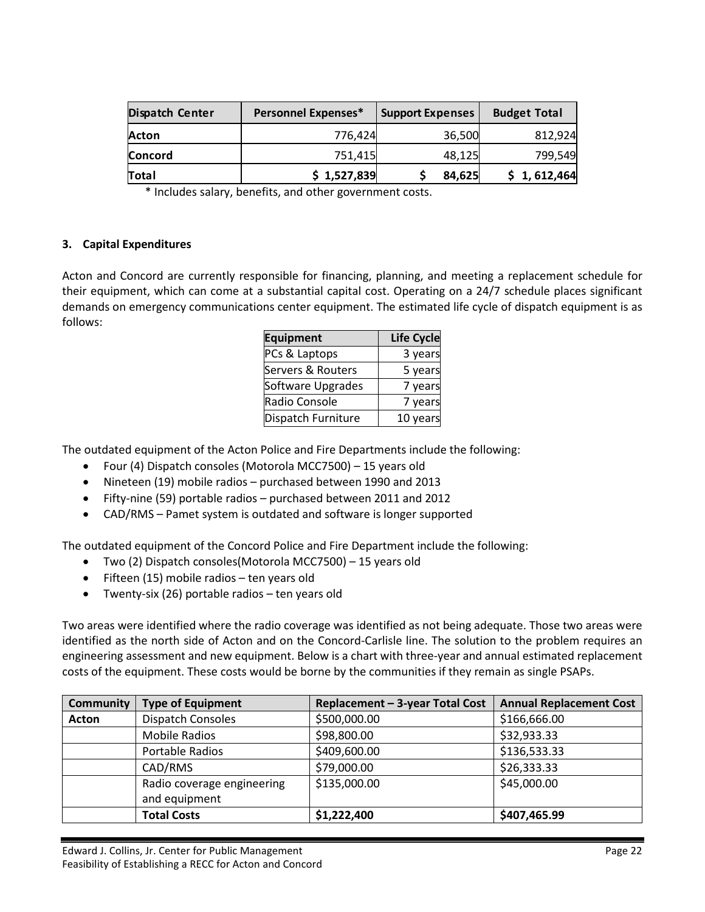| Dispatch Center | Personnel Expenses* | Support Expenses | Budget Total |
|---|---|---|---|
| **Acton** | 776,424 | 36,500 | 812,924 |
| **Concord** | 751,415 | 48,125 | 799,549 |
| **Total** | **$ 1,527,839** | **$ 84,625** | **$ 1, 612,464** |

\* Includes salary, benefits, and other government costs.

**3. Capital Expenditures**

Acton and Concord are currently responsible for financing, planning, and meeting a replacement schedule for their equipment, which can come at a substantial capital cost. Operating on a 24/7 schedule places significant demands on emergency communications center equipment. The estimated life cycle of dispatch equipment is as follows:

| Equipment | Life Cycle |
|---|---|
| PCs & Laptops | 3 years |
| Servers & Routers | 5 years |
| Software Upgrades | 7 years |
| Radio Console | 7 years |
| Dispatch Furniture | 10 years |

The outdated equipment of the Acton Police and Fire Departments include the following:

- Four (4) Dispatch consoles (Motorola MCC7500) – 15 years old
- Nineteen (19) mobile radios – purchased between 1990 and 2013
- Fifty-nine (59) portable radios – purchased between 2011 and 2012
- CAD/RMS – Pamet system is outdated and software is longer supported

The outdated equipment of the Concord Police and Fire Department include the following:

- Two (2) Dispatch consoles(Motorola MCC7500) – 15 years old
- Fifteen (15) mobile radios – ten years old
- Twenty-six (26) portable radios – ten years old

Two areas were identified where the radio coverage was identified as not being adequate. Those two areas were identified as the north side of Acton and on the Concord-Carlisle line. The solution to the problem requires an engineering assessment and new equipment. Below is a chart with three-year and annual estimated replacement costs of the equipment. These costs would be borne by the communities if they remain as single PSAPs.

| Community | Type of Equipment | Replacement – 3-year Total Cost | Annual Replacement Cost |
|---|---|---|---|
| **Acton** | Dispatch Consoles | $500,000.00 | $166,666.00 |
| | Mobile Radios | $98,800.00 | $32,933.33 |
| | Portable Radios | $409,600.00 | $136,533.33 |
| | CAD/RMS | $79,000.00 | $26,333.33 |
| | Radio coverage engineering and equipment | $135,000.00 | $45,000.00 |
| | **Total Costs** | **$1,222,400** | **$407,465.99** |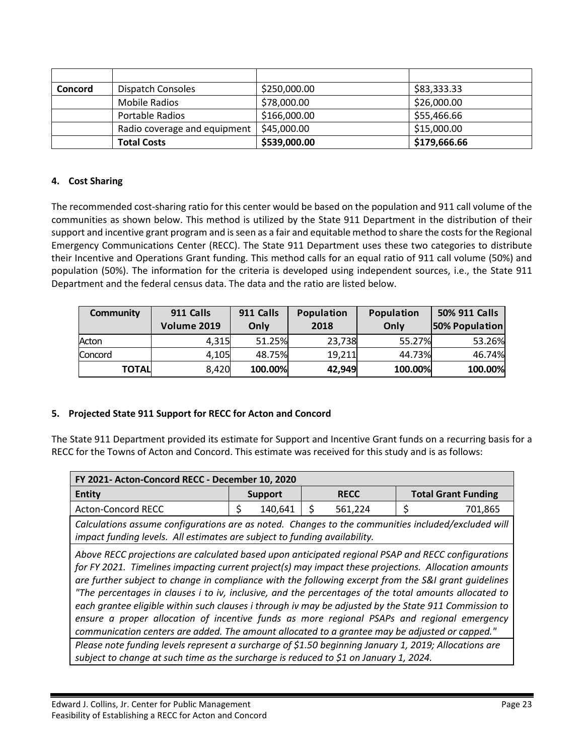| | | | |
|---|---|---|---|
| **Concord** | Dispatch Consoles | $250,000.00 | $83,333.33 |
| | Mobile Radios | $78,000.00 | $26,000.00 |
| | Portable Radios | $166,000.00 | $55,466.66 |
| | Radio coverage and equipment | $45,000.00 | $15,000.00 |
| | **Total Costs** | **$539,000.00** | **$179,666.66** |

### 4. Cost Sharing

The recommended cost-sharing ratio for this center would be based on the population and 911 call volume of the communities as shown below. This method is utilized by the State 911 Department in the distribution of their support and incentive grant program and is seen as a fair and equitable method to share the costs for the Regional Emergency Communications Center (RECC). The State 911 Department uses these two categories to distribute their Incentive and Operations Grant funding. This method calls for an equal ratio of 911 call volume (50%) and population (50%). The information for the criteria is developed using independent sources, i.e., the State 911 Department and the federal census data. The data and the ratio are listed below.

| Community | 911 Calls Volume 2019 | 911 Calls Only | Population 2018 | Population Only | 50% 911 Calls 50% Population |
|---|---|---|---|---|---|
| Acton | 4,315 | 51.25% | 23,738 | 55.27% | 53.26% |
| Concord | 4,105 | 48.75% | 19,211 | 44.73% | 46.74% |
| **TOTAL** | 8,420 | **100.00%** | **42,949** | **100.00%** | **100.00%** |

### 5. Projected State 911 Support for RECC for Acton and Concord

The State 911 Department provided its estimate for Support and Incentive Grant funds on a recurring basis for a RECC for the Towns of Acton and Concord. This estimate was received for this study and is as follows:

| **FY 2021- Acton-Concord RECC - December 10, 2020** | | | |
|---|---|---|---|
| **Entity** | **Support** | **RECC** | **Total Grant Funding** |
| Acton-Concord RECC | $ 140,641 | $ 561,224 | $ 701,865 |

*Calculations assume configurations are as noted. Changes to the communities included/excluded will impact funding levels. All estimates are subject to funding availability.*

*Above RECC projections are calculated based upon anticipated regional PSAP and RECC configurations for FY 2021. Timelines impacting current project(s) may impact these projections. Allocation amounts are further subject to change in compliance with the following excerpt from the S&I grant guidelines "The percentages in clauses i to iv, inclusive, and the percentages of the total amounts allocated to each grantee eligible within such clauses i through iv may be adjusted by the State 911 Commission to ensure a proper allocation of incentive funds as more regional PSAPs and regional emergency communication centers are added. The amount allocated to a grantee may be adjusted or capped."*

*Please note funding levels represent a surcharge of $1.50 beginning January 1, 2019; Allocations are subject to change at such time as the surcharge is reduced to $1 on January 1, 2024.*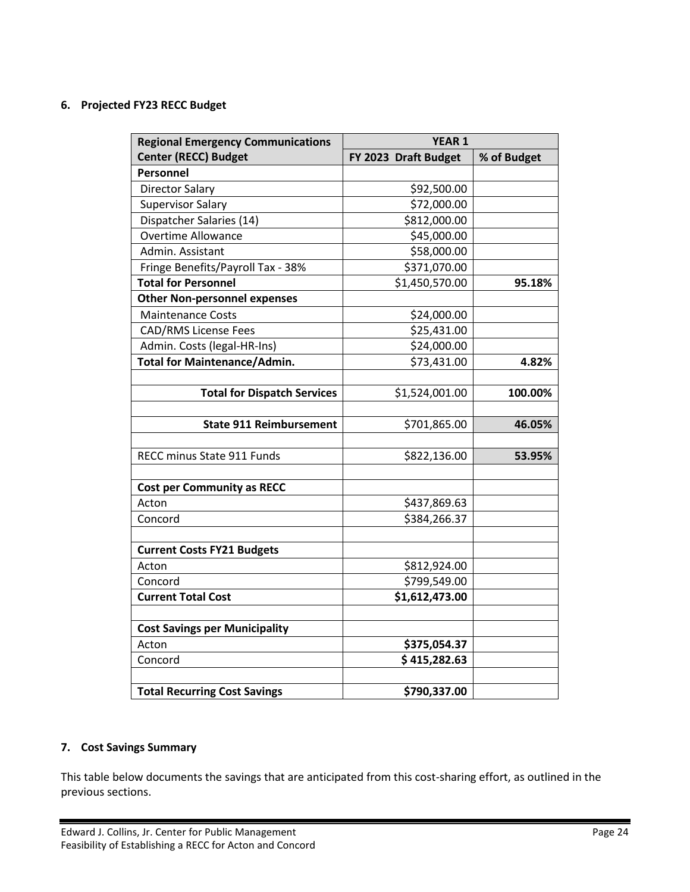## 6. Projected FY23 RECC Budget

| Regional Emergency Communications Center (RECC) Budget | YEAR 1 | |
|---|---|---|
| | FY 2023 Draft Budget | % of Budget |
| **Personnel** | | |
| Director Salary | $92,500.00 | |
| Supervisor Salary | $72,000.00 | |
| Dispatcher Salaries (14) | $812,000.00 | |
| Overtime Allowance | $45,000.00 | |
| Admin. Assistant | $58,000.00 | |
| Fringe Benefits/Payroll Tax - 38% | $371,070.00 | |
| **Total for Personnel** | $1,450,570.00 | **95.18%** |
| **Other Non-personnel expenses** | | |
| Maintenance Costs | $24,000.00 | |
| CAD/RMS License Fees | $25,431.00 | |
| Admin. Costs (legal-HR-Ins) | $24,000.00 | |
| **Total for Maintenance/Admin.** | $73,431.00 | **4.82%** |
| | | |
| **Total for Dispatch Services** | $1,524,001.00 | **100.00%** |
| | | |
| **State 911 Reimbursement** | $701,865.00 | **46.05%** |
| | | |
| RECC minus State 911 Funds | $822,136.00 | **53.95%** |
| | | |
| **Cost per Community as RECC** | | |
| Acton | $437,869.63 | |
| Concord | $384,266.37 | |
| | | |
| **Current Costs FY21 Budgets** | | |
| Acton | $812,924.00 | |
| Concord | $799,549.00 | |
| **Current Total Cost** | **$1,612,473.00** | |
| | | |
| **Cost Savings per Municipality** | | |
| Acton | **$375,054.37** | |
| Concord | **$ 415,282.63** | |
| | | |
| **Total Recurring Cost Savings** | **$790,337.00** | |

## 7. Cost Savings Summary

This table below documents the savings that are anticipated from this cost-sharing effort, as outlined in the previous sections.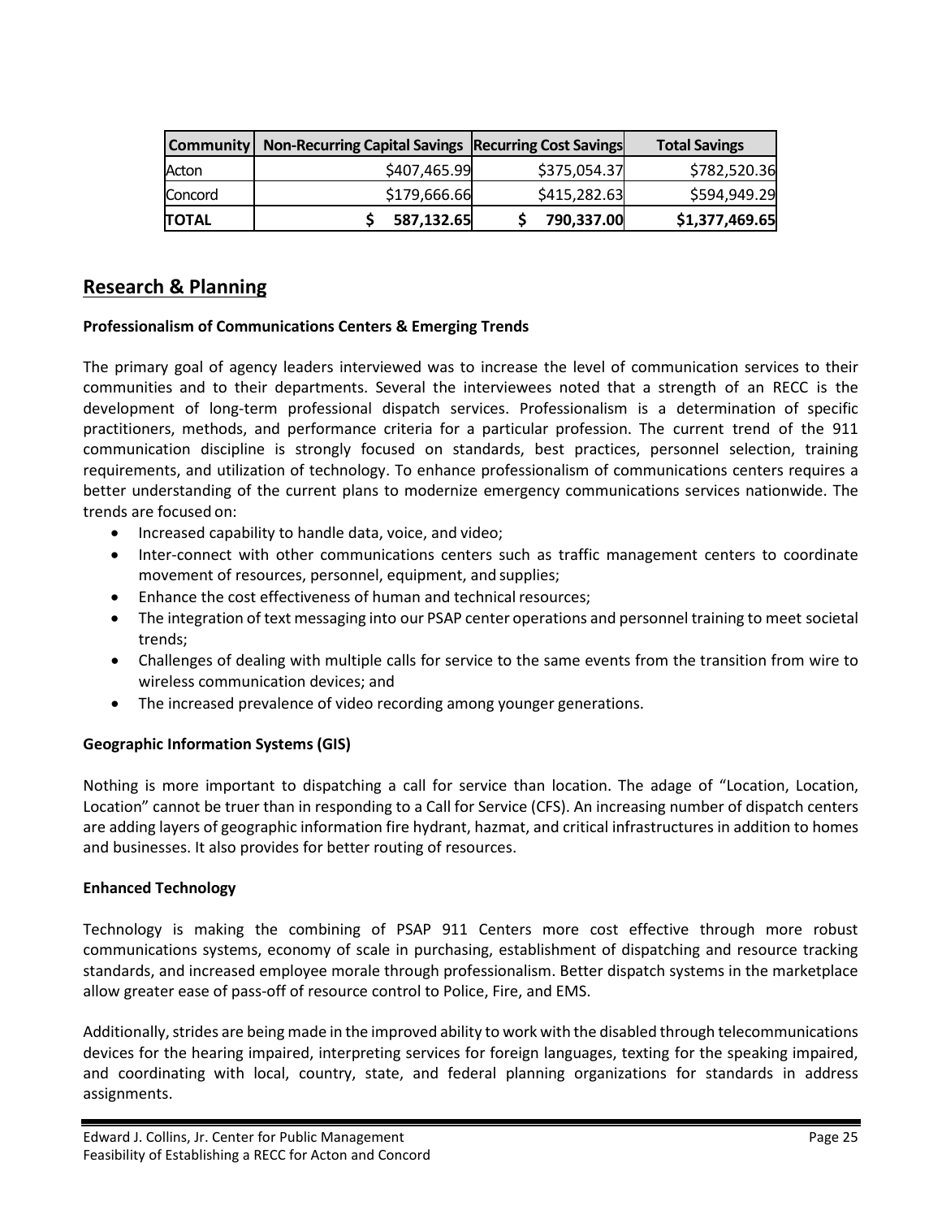| Community | Non-Recurring Capital Savings | Recurring Cost Savings | Total Savings |
|---|---|---|---|
| Acton | $407,465.99 | $375,054.37 | $782,520.36 |
| Concord | $179,666.66 | $415,282.63 | $594,949.29 |
| **TOTAL** | **$ 587,132.65** | **$ 790,337.00** | **$1,377,469.65** |

## Research & Planning

**Professionalism of Communications Centers & Emerging Trends**

The primary goal of agency leaders interviewed was to increase the level of communication services to their communities and to their departments. Several the interviewees noted that a strength of an RECC is the development of long-term professional dispatch services. Professionalism is a determination of specific practitioners, methods, and performance criteria for a particular profession. The current trend of the 911 communication discipline is strongly focused on standards, best practices, personnel selection, training requirements, and utilization of technology. To enhance professionalism of communications centers requires a better understanding of the current plans to modernize emergency communications services nationwide. The trends are focused on:

- Increased capability to handle data, voice, and video;
- Inter-connect with other communications centers such as traffic management centers to coordinate movement of resources, personnel, equipment, and supplies;
- Enhance the cost effectiveness of human and technical resources;
- The integration of text messaging into our PSAP center operations and personnel training to meet societal trends;
- Challenges of dealing with multiple calls for service to the same events from the transition from wire to wireless communication devices; and
- The increased prevalence of video recording among younger generations.

**Geographic Information Systems (GIS)**

Nothing is more important to dispatching a call for service than location. The adage of "Location, Location, Location" cannot be truer than in responding to a Call for Service (CFS). An increasing number of dispatch centers are adding layers of geographic information fire hydrant, hazmat, and critical infrastructures in addition to homes and businesses. It also provides for better routing of resources.

**Enhanced Technology**

Technology is making the combining of PSAP 911 Centers more cost effective through more robust communications systems, economy of scale in purchasing, establishment of dispatching and resource tracking standards, and increased employee morale through professionalism. Better dispatch systems in the marketplace allow greater ease of pass-off of resource control to Police, Fire, and EMS.

Additionally, strides are being made in the improved ability to work with the disabled through telecommunications devices for the hearing impaired, interpreting services for foreign languages, texting for the speaking impaired, and coordinating with local, country, state, and federal planning organizations for standards in address assignments.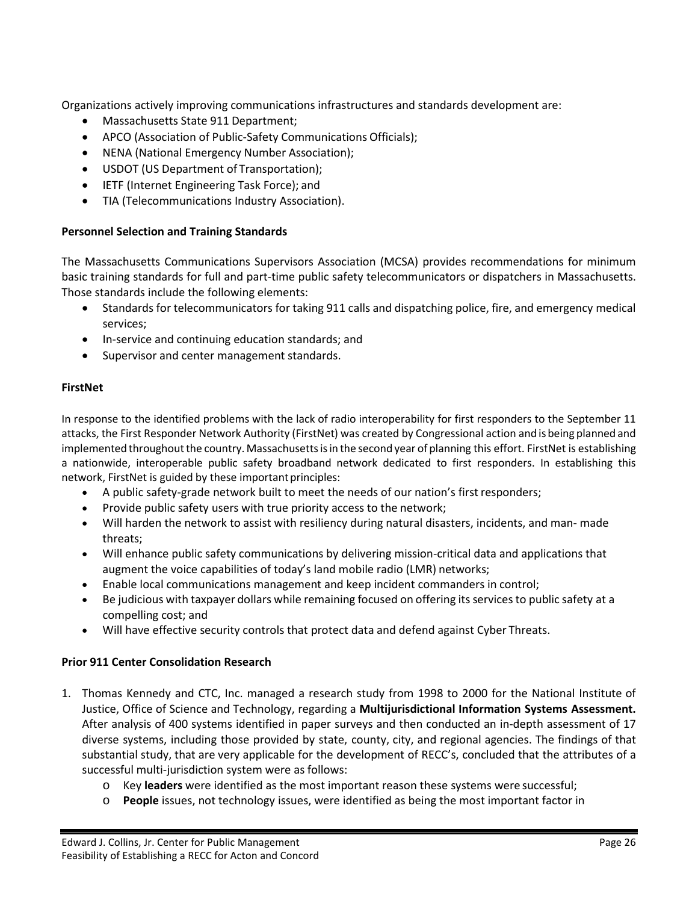Organizations actively improving communications infrastructures and standards development are:

- Massachusetts State 911 Department;
- APCO (Association of Public-Safety Communications Officials);
- NENA (National Emergency Number Association);
- USDOT (US Department of Transportation);
- IETF (Internet Engineering Task Force); and
- TIA (Telecommunications Industry Association).

**Personnel Selection and Training Standards**

The Massachusetts Communications Supervisors Association (MCSA) provides recommendations for minimum basic training standards for full and part-time public safety telecommunicators or dispatchers in Massachusetts. Those standards include the following elements:

- Standards for telecommunicators for taking 911 calls and dispatching police, fire, and emergency medical services;
- In-service and continuing education standards; and
- Supervisor and center management standards.

**FirstNet**

In response to the identified problems with the lack of radio interoperability for first responders to the September 11 attacks, the First Responder Network Authority (FirstNet) was created by Congressional action and is being planned and implemented throughout the country. Massachusetts is in the second year of planning this effort. FirstNet is establishing a nationwide, interoperable public safety broadband network dedicated to first responders. In establishing this network, FirstNet is guided by these important principles:

- A public safety-grade network built to meet the needs of our nation's first responders;
- Provide public safety users with true priority access to the network;
- Will harden the network to assist with resiliency during natural disasters, incidents, and man- made threats;
- Will enhance public safety communications by delivering mission-critical data and applications that augment the voice capabilities of today's land mobile radio (LMR) networks;
- Enable local communications management and keep incident commanders in control;
- Be judicious with taxpayer dollars while remaining focused on offering its services to public safety at a compelling cost; and
- Will have effective security controls that protect data and defend against Cyber Threats.

**Prior 911 Center Consolidation Research**

1. Thomas Kennedy and CTC, Inc. managed a research study from 1998 to 2000 for the National Institute of Justice, Office of Science and Technology, regarding a **Multijurisdictional Information Systems Assessment.** After analysis of 400 systems identified in paper surveys and then conducted an in-depth assessment of 17 diverse systems, including those provided by state, county, city, and regional agencies. The findings of that substantial study, that are very applicable for the development of RECC's, concluded that the attributes of a successful multi-jurisdiction system were as follows:
   - Key **leaders** were identified as the most important reason these systems were successful;
   - **People** issues, not technology issues, were identified as being the most important factor in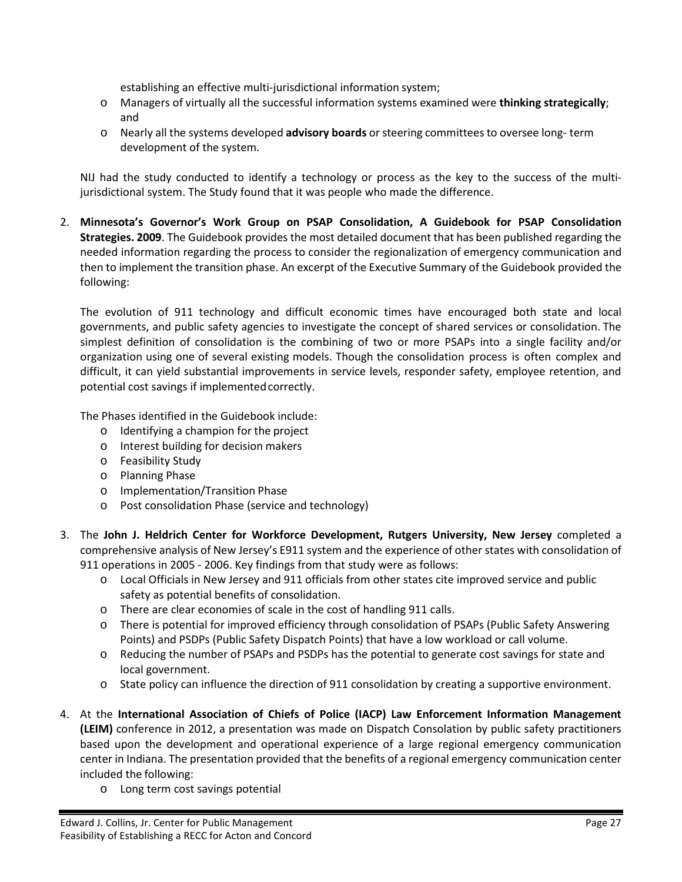establishing an effective multi-jurisdictional information system;

- Managers of virtually all the successful information systems examined were **thinking strategically**; and
- Nearly all the systems developed **advisory boards** or steering committees to oversee long- term development of the system.

NIJ had the study conducted to identify a technology or process as the key to the success of the multi-jurisdictional system. The Study found that it was people who made the difference.

2. **Minnesota's Governor's Work Group on PSAP Consolidation, A Guidebook for PSAP Consolidation Strategies. 2009**. The Guidebook provides the most detailed document that has been published regarding the needed information regarding the process to consider the regionalization of emergency communication and then to implement the transition phase. An excerpt of the Executive Summary of the Guidebook provided the following:

   The evolution of 911 technology and difficult economic times have encouraged both state and local governments, and public safety agencies to investigate the concept of shared services or consolidation. The simplest definition of consolidation is the combining of two or more PSAPs into a single facility and/or organization using one of several existing models. Though the consolidation process is often complex and difficult, it can yield substantial improvements in service levels, responder safety, employee retention, and potential cost savings if implemented correctly.

   The Phases identified in the Guidebook include:

   - Identifying a champion for the project
   - Interest building for decision makers
   - Feasibility Study
   - Planning Phase
   - Implementation/Transition Phase
   - Post consolidation Phase (service and technology)

3. The **John J. Heldrich Center for Workforce Development, Rutgers University, New Jersey** completed a comprehensive analysis of New Jersey's E911 system and the experience of other states with consolidation of 911 operations in 2005 - 2006. Key findings from that study were as follows:

   - Local Officials in New Jersey and 911 officials from other states cite improved service and public safety as potential benefits of consolidation.
   - There are clear economies of scale in the cost of handling 911 calls.
   - There is potential for improved efficiency through consolidation of PSAPs (Public Safety Answering Points) and PSDPs (Public Safety Dispatch Points) that have a low workload or call volume.
   - Reducing the number of PSAPs and PSDPs has the potential to generate cost savings for state and local government.
   - State policy can influence the direction of 911 consolidation by creating a supportive environment.

4. At the **International Association of Chiefs of Police (IACP) Law Enforcement Information Management (LEIM)** conference in 2012, a presentation was made on Dispatch Consolation by public safety practitioners based upon the development and operational experience of a large regional emergency communication center in Indiana. The presentation provided that the benefits of a regional emergency communication center included the following:

   - Long term cost savings potential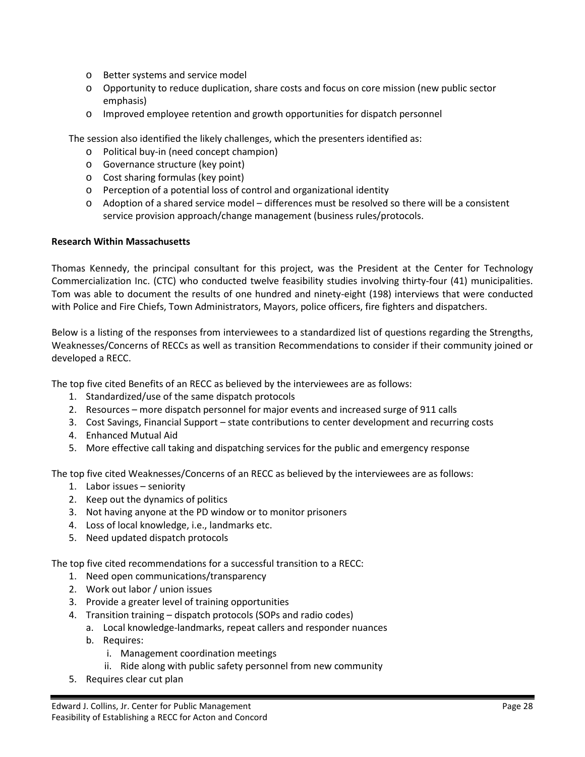- Better systems and service model
- Opportunity to reduce duplication, share costs and focus on core mission (new public sector emphasis)
- Improved employee retention and growth opportunities for dispatch personnel

The session also identified the likely challenges, which the presenters identified as:

- Political buy-in (need concept champion)
- Governance structure (key point)
- Cost sharing formulas (key point)
- Perception of a potential loss of control and organizational identity
- Adoption of a shared service model – differences must be resolved so there will be a consistent service provision approach/change management (business rules/protocols.

**Research Within Massachusetts**

Thomas Kennedy, the principal consultant for this project, was the President at the Center for Technology Commercialization Inc. (CTC) who conducted twelve feasibility studies involving thirty-four (41) municipalities. Tom was able to document the results of one hundred and ninety-eight (198) interviews that were conducted with Police and Fire Chiefs, Town Administrators, Mayors, police officers, fire fighters and dispatchers.

Below is a listing of the responses from interviewees to a standardized list of questions regarding the Strengths, Weaknesses/Concerns of RECCs as well as transition Recommendations to consider if their community joined or developed a RECC.

The top five cited Benefits of an RECC as believed by the interviewees are as follows:

1. Standardized/use of the same dispatch protocols
2. Resources – more dispatch personnel for major events and increased surge of 911 calls
3. Cost Savings, Financial Support – state contributions to center development and recurring costs
4. Enhanced Mutual Aid
5. More effective call taking and dispatching services for the public and emergency response

The top five cited Weaknesses/Concerns of an RECC as believed by the interviewees are as follows:

1. Labor issues – seniority
2. Keep out the dynamics of politics
3. Not having anyone at the PD window or to monitor prisoners
4. Loss of local knowledge, i.e., landmarks etc.
5. Need updated dispatch protocols

The top five cited recommendations for a successful transition to a RECC:

1. Need open communications/transparency
2. Work out labor / union issues
3. Provide a greater level of training opportunities
4. Transition training – dispatch protocols (SOPs and radio codes)
   a. Local knowledge-landmarks, repeat callers and responder nuances
   b. Requires:
      i. Management coordination meetings
      ii. Ride along with public safety personnel from new community
5. Requires clear cut plan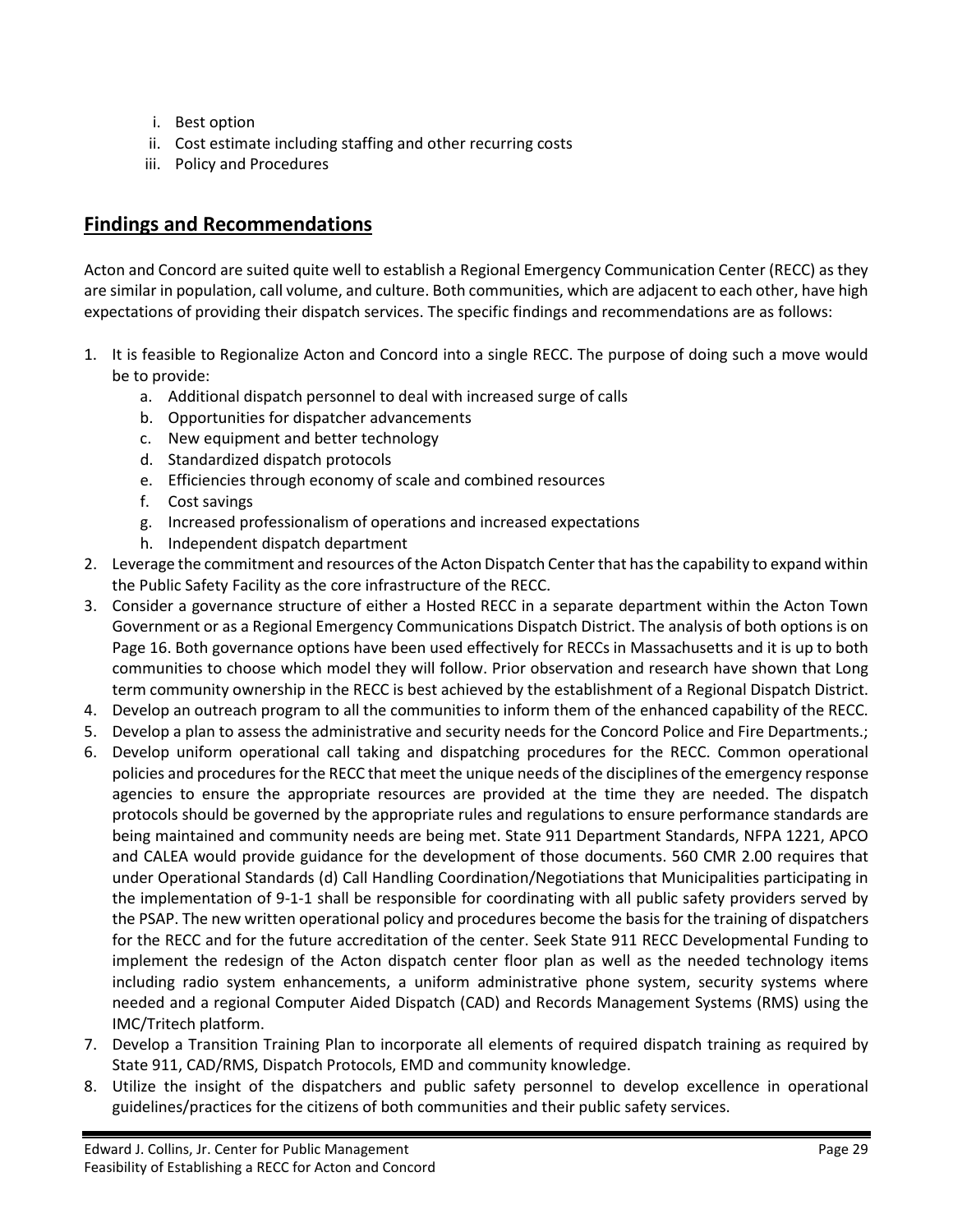i. Best option
ii. Cost estimate including staffing and other recurring costs
iii. Policy and Procedures

## Findings and Recommendations

Acton and Concord are suited quite well to establish a Regional Emergency Communication Center (RECC) as they are similar in population, call volume, and culture. Both communities, which are adjacent to each other, have high expectations of providing their dispatch services. The specific findings and recommendations are as follows:

1. It is feasible to Regionalize Acton and Concord into a single RECC. The purpose of doing such a move would be to provide:
   a. Additional dispatch personnel to deal with increased surge of calls
   b. Opportunities for dispatcher advancements
   c. New equipment and better technology
   d. Standardized dispatch protocols
   e. Efficiencies through economy of scale and combined resources
   f. Cost savings
   g. Increased professionalism of operations and increased expectations
   h. Independent dispatch department
2. Leverage the commitment and resources of the Acton Dispatch Center that has the capability to expand within the Public Safety Facility as the core infrastructure of the RECC.
3. Consider a governance structure of either a Hosted RECC in a separate department within the Acton Town Government or as a Regional Emergency Communications Dispatch District. The analysis of both options is on Page 16. Both governance options have been used effectively for RECCs in Massachusetts and it is up to both communities to choose which model they will follow. Prior observation and research have shown that Long term community ownership in the RECC is best achieved by the establishment of a Regional Dispatch District.
4. Develop an outreach program to all the communities to inform them of the enhanced capability of the RECC.
5. Develop a plan to assess the administrative and security needs for the Concord Police and Fire Departments.;
6. Develop uniform operational call taking and dispatching procedures for the RECC. Common operational policies and procedures for the RECC that meet the unique needs of the disciplines of the emergency response agencies to ensure the appropriate resources are provided at the time they are needed. The dispatch protocols should be governed by the appropriate rules and regulations to ensure performance standards are being maintained and community needs are being met. State 911 Department Standards, NFPA 1221, APCO and CALEA would provide guidance for the development of those documents. 560 CMR 2.00 requires that under Operational Standards (d) Call Handling Coordination/Negotiations that Municipalities participating in the implementation of 9-1-1 shall be responsible for coordinating with all public safety providers served by the PSAP. The new written operational policy and procedures become the basis for the training of dispatchers for the RECC and for the future accreditation of the center. Seek State 911 RECC Developmental Funding to implement the redesign of the Acton dispatch center floor plan as well as the needed technology items including radio system enhancements, a uniform administrative phone system, security systems where needed and a regional Computer Aided Dispatch (CAD) and Records Management Systems (RMS) using the IMC/Tritech platform.
7. Develop a Transition Training Plan to incorporate all elements of required dispatch training as required by State 911, CAD/RMS, Dispatch Protocols, EMD and community knowledge.
8. Utilize the insight of the dispatchers and public safety personnel to develop excellence in operational guidelines/practices for the citizens of both communities and their public safety services.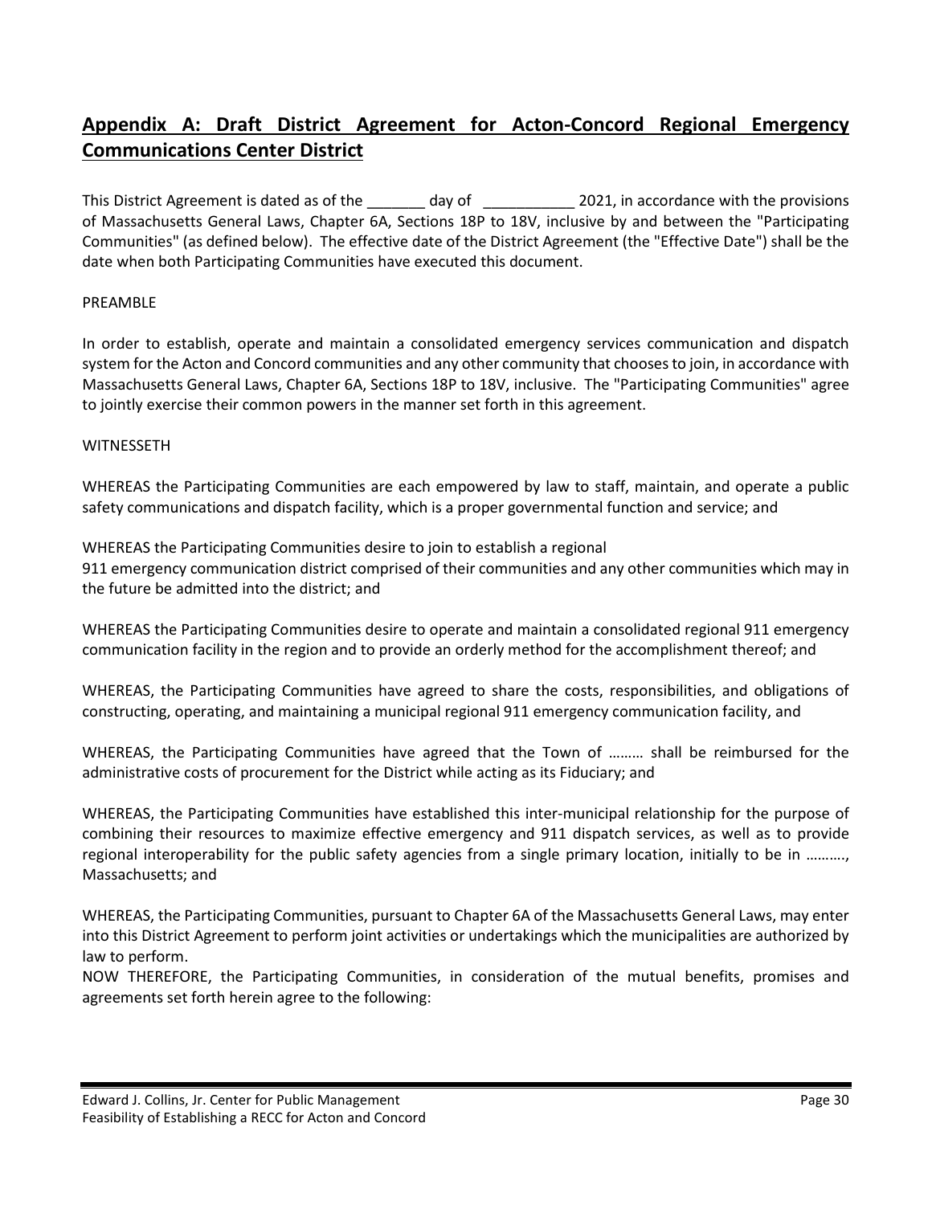## Appendix A: Draft District Agreement for Acton-Concord Regional Emergency Communications Center District

This District Agreement is dated as of the _______ day of ___________ 2021, in accordance with the provisions of Massachusetts General Laws, Chapter 6A, Sections 18P to 18V, inclusive by and between the "Participating Communities" (as defined below). The effective date of the District Agreement (the "Effective Date") shall be the date when both Participating Communities have executed this document.

PREAMBLE

In order to establish, operate and maintain a consolidated emergency services communication and dispatch system for the Acton and Concord communities and any other community that chooses to join, in accordance with Massachusetts General Laws, Chapter 6A, Sections 18P to 18V, inclusive. The "Participating Communities" agree to jointly exercise their common powers in the manner set forth in this agreement.

WITNESSETH

WHEREAS the Participating Communities are each empowered by law to staff, maintain, and operate a public safety communications and dispatch facility, which is a proper governmental function and service; and

WHEREAS the Participating Communities desire to join to establish a regional 911 emergency communication district comprised of their communities and any other communities which may in the future be admitted into the district; and

WHEREAS the Participating Communities desire to operate and maintain a consolidated regional 911 emergency communication facility in the region and to provide an orderly method for the accomplishment thereof; and

WHEREAS, the Participating Communities have agreed to share the costs, responsibilities, and obligations of constructing, operating, and maintaining a municipal regional 911 emergency communication facility, and

WHEREAS, the Participating Communities have agreed that the Town of ……… shall be reimbursed for the administrative costs of procurement for the District while acting as its Fiduciary; and

WHEREAS, the Participating Communities have established this inter-municipal relationship for the purpose of combining their resources to maximize effective emergency and 911 dispatch services, as well as to provide regional interoperability for the public safety agencies from a single primary location, initially to be in ………., Massachusetts; and

WHEREAS, the Participating Communities, pursuant to Chapter 6A of the Massachusetts General Laws, may enter into this District Agreement to perform joint activities or undertakings which the municipalities are authorized by law to perform.

NOW THEREFORE, the Participating Communities, in consideration of the mutual benefits, promises and agreements set forth herein agree to the following: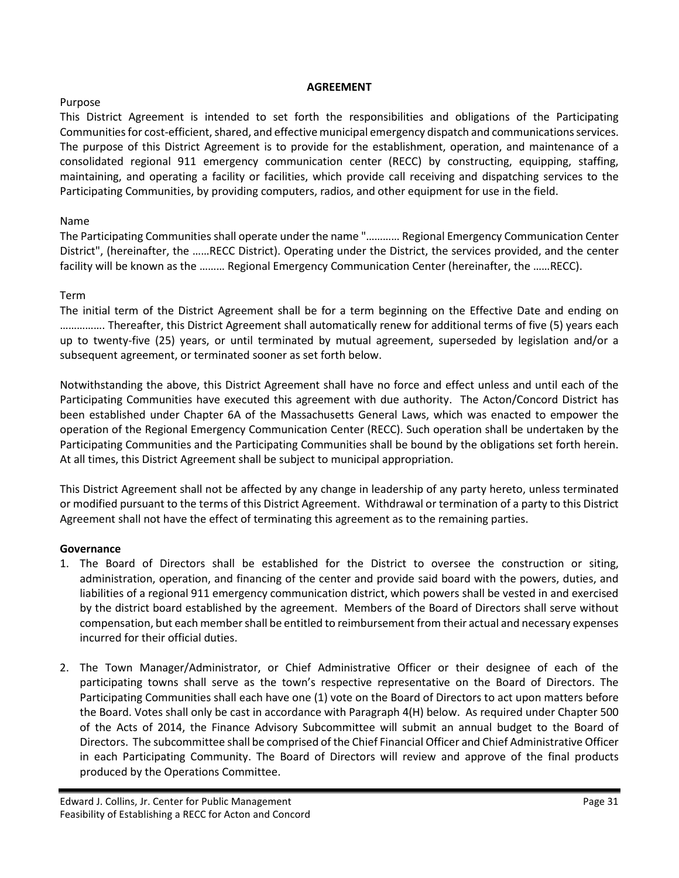**AGREEMENT**

Purpose

This District Agreement is intended to set forth the responsibilities and obligations of the Participating Communities for cost-efficient, shared, and effective municipal emergency dispatch and communications services. The purpose of this District Agreement is to provide for the establishment, operation, and maintenance of a consolidated regional 911 emergency communication center (RECC) by constructing, equipping, staffing, maintaining, and operating a facility or facilities, which provide call receiving and dispatching services to the Participating Communities, by providing computers, radios, and other equipment for use in the field.

Name

The Participating Communities shall operate under the name "………… Regional Emergency Communication Center District", (hereinafter, the ……RECC District). Operating under the District, the services provided, and the center facility will be known as the ……… Regional Emergency Communication Center (hereinafter, the ……RECC).

Term

The initial term of the District Agreement shall be for a term beginning on the Effective Date and ending on ……………. Thereafter, this District Agreement shall automatically renew for additional terms of five (5) years each up to twenty-five (25) years, or until terminated by mutual agreement, superseded by legislation and/or a subsequent agreement, or terminated sooner as set forth below.

Notwithstanding the above, this District Agreement shall have no force and effect unless and until each of the Participating Communities have executed this agreement with due authority. The Acton/Concord District has been established under Chapter 6A of the Massachusetts General Laws, which was enacted to empower the operation of the Regional Emergency Communication Center (RECC). Such operation shall be undertaken by the Participating Communities and the Participating Communities shall be bound by the obligations set forth herein. At all times, this District Agreement shall be subject to municipal appropriation.

This District Agreement shall not be affected by any change in leadership of any party hereto, unless terminated or modified pursuant to the terms of this District Agreement. Withdrawal or termination of a party to this District Agreement shall not have the effect of terminating this agreement as to the remaining parties.

**Governance**

1. The Board of Directors shall be established for the District to oversee the construction or siting, administration, operation, and financing of the center and provide said board with the powers, duties, and liabilities of a regional 911 emergency communication district, which powers shall be vested in and exercised by the district board established by the agreement. Members of the Board of Directors shall serve without compensation, but each member shall be entitled to reimbursement from their actual and necessary expenses incurred for their official duties.

2. The Town Manager/Administrator, or Chief Administrative Officer or their designee of each of the participating towns shall serve as the town's respective representative on the Board of Directors. The Participating Communities shall each have one (1) vote on the Board of Directors to act upon matters before the Board. Votes shall only be cast in accordance with Paragraph 4(H) below. As required under Chapter 500 of the Acts of 2014, the Finance Advisory Subcommittee will submit an annual budget to the Board of Directors. The subcommittee shall be comprised of the Chief Financial Officer and Chief Administrative Officer in each Participating Community. The Board of Directors will review and approve of the final products produced by the Operations Committee.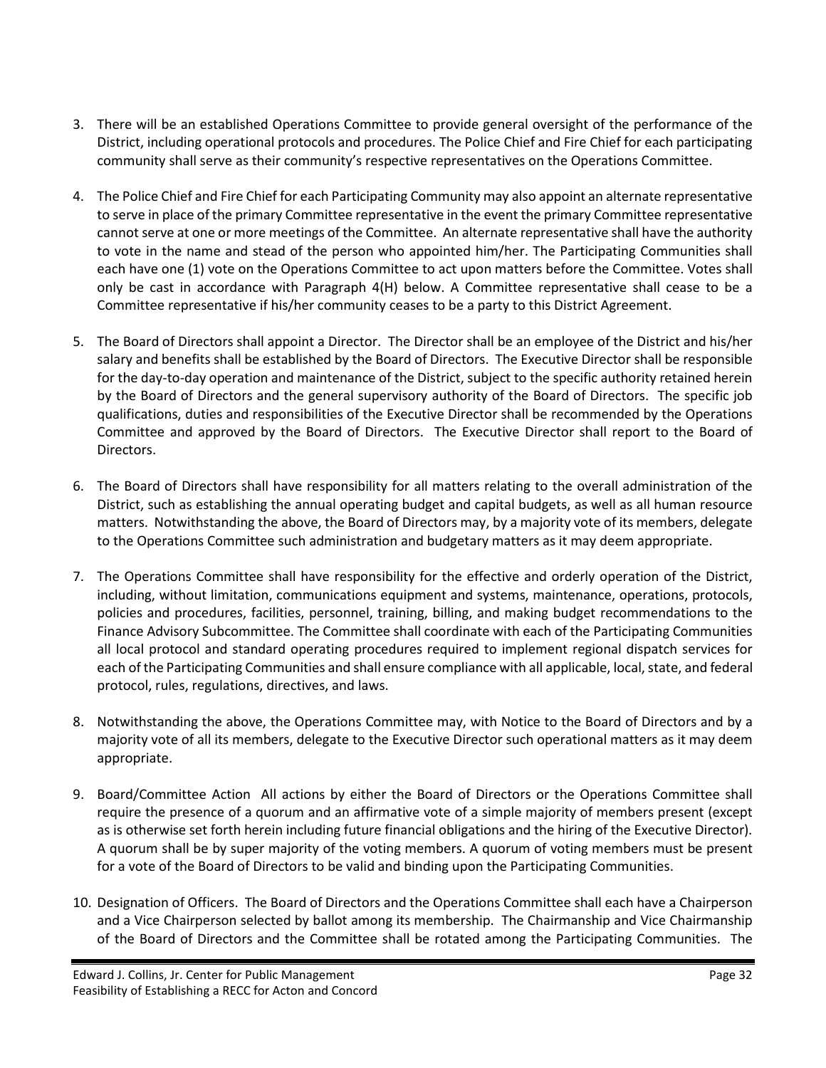3. There will be an established Operations Committee to provide general oversight of the performance of the District, including operational protocols and procedures. The Police Chief and Fire Chief for each participating community shall serve as their community's respective representatives on the Operations Committee.

4. The Police Chief and Fire Chief for each Participating Community may also appoint an alternate representative to serve in place of the primary Committee representative in the event the primary Committee representative cannot serve at one or more meetings of the Committee. An alternate representative shall have the authority to vote in the name and stead of the person who appointed him/her. The Participating Communities shall each have one (1) vote on the Operations Committee to act upon matters before the Committee. Votes shall only be cast in accordance with Paragraph 4(H) below. A Committee representative shall cease to be a Committee representative if his/her community ceases to be a party to this District Agreement.

5. The Board of Directors shall appoint a Director. The Director shall be an employee of the District and his/her salary and benefits shall be established by the Board of Directors. The Executive Director shall be responsible for the day-to-day operation and maintenance of the District, subject to the specific authority retained herein by the Board of Directors and the general supervisory authority of the Board of Directors. The specific job qualifications, duties and responsibilities of the Executive Director shall be recommended by the Operations Committee and approved by the Board of Directors. The Executive Director shall report to the Board of Directors.

6. The Board of Directors shall have responsibility for all matters relating to the overall administration of the District, such as establishing the annual operating budget and capital budgets, as well as all human resource matters. Notwithstanding the above, the Board of Directors may, by a majority vote of its members, delegate to the Operations Committee such administration and budgetary matters as it may deem appropriate.

7. The Operations Committee shall have responsibility for the effective and orderly operation of the District, including, without limitation, communications equipment and systems, maintenance, operations, protocols, policies and procedures, facilities, personnel, training, billing, and making budget recommendations to the Finance Advisory Subcommittee. The Committee shall coordinate with each of the Participating Communities all local protocol and standard operating procedures required to implement regional dispatch services for each of the Participating Communities and shall ensure compliance with all applicable, local, state, and federal protocol, rules, regulations, directives, and laws.

8. Notwithstanding the above, the Operations Committee may, with Notice to the Board of Directors and by a majority vote of all its members, delegate to the Executive Director such operational matters as it may deem appropriate.

9. Board/Committee Action All actions by either the Board of Directors or the Operations Committee shall require the presence of a quorum and an affirmative vote of a simple majority of members present (except as is otherwise set forth herein including future financial obligations and the hiring of the Executive Director). A quorum shall be by super majority of the voting members. A quorum of voting members must be present for a vote of the Board of Directors to be valid and binding upon the Participating Communities.

10. Designation of Officers. The Board of Directors and the Operations Committee shall each have a Chairperson and a Vice Chairperson selected by ballot among its membership. The Chairmanship and Vice Chairmanship of the Board of Directors and the Committee shall be rotated among the Participating Communities. The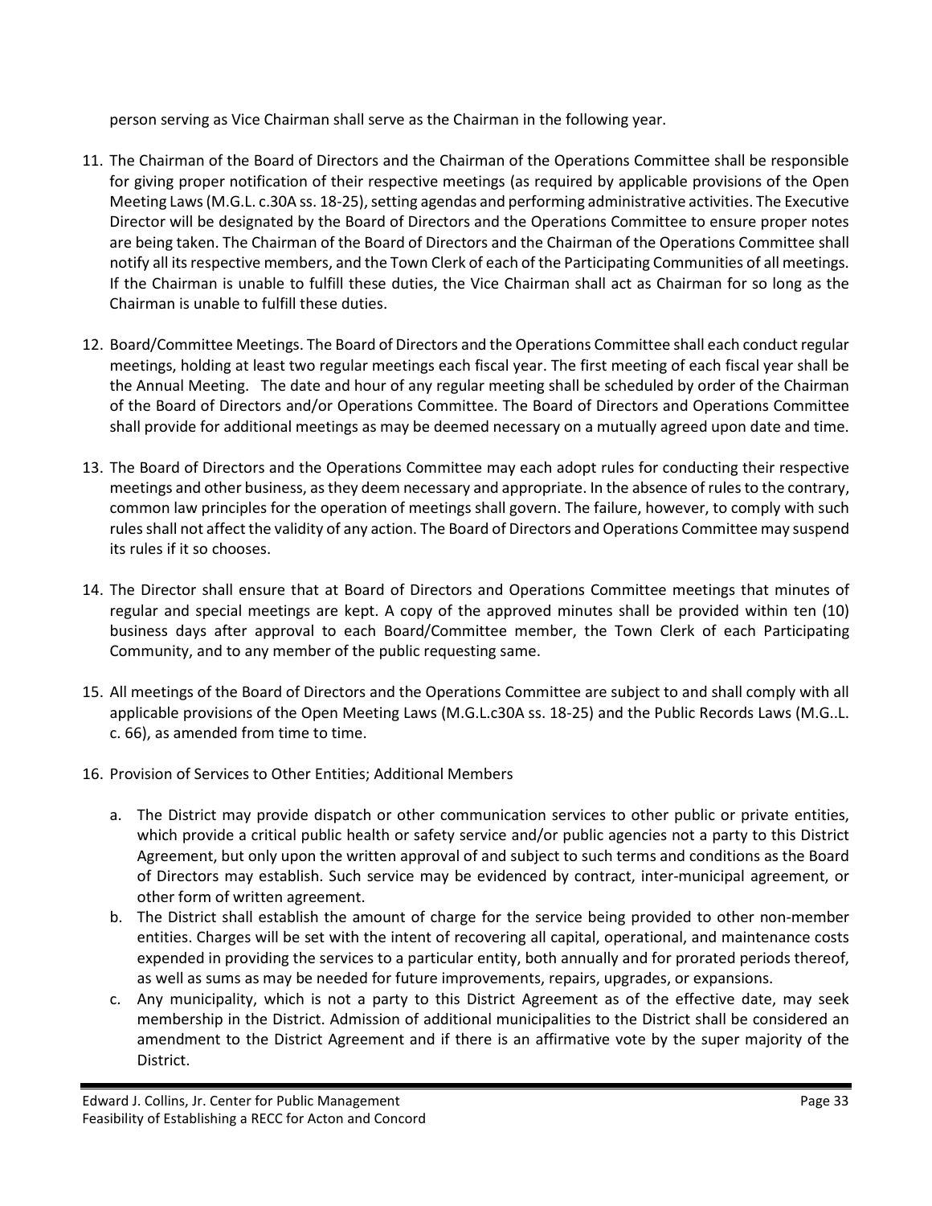person serving as Vice Chairman shall serve as the Chairman in the following year.

11. The Chairman of the Board of Directors and the Chairman of the Operations Committee shall be responsible for giving proper notification of their respective meetings (as required by applicable provisions of the Open Meeting Laws (M.G.L. c.30A ss. 18-25), setting agendas and performing administrative activities. The Executive Director will be designated by the Board of Directors and the Operations Committee to ensure proper notes are being taken. The Chairman of the Board of Directors and the Chairman of the Operations Committee shall notify all its respective members, and the Town Clerk of each of the Participating Communities of all meetings. If the Chairman is unable to fulfill these duties, the Vice Chairman shall act as Chairman for so long as the Chairman is unable to fulfill these duties.

12. Board/Committee Meetings. The Board of Directors and the Operations Committee shall each conduct regular meetings, holding at least two regular meetings each fiscal year. The first meeting of each fiscal year shall be the Annual Meeting. The date and hour of any regular meeting shall be scheduled by order of the Chairman of the Board of Directors and/or Operations Committee. The Board of Directors and Operations Committee shall provide for additional meetings as may be deemed necessary on a mutually agreed upon date and time.

13. The Board of Directors and the Operations Committee may each adopt rules for conducting their respective meetings and other business, as they deem necessary and appropriate. In the absence of rules to the contrary, common law principles for the operation of meetings shall govern. The failure, however, to comply with such rules shall not affect the validity of any action. The Board of Directors and Operations Committee may suspend its rules if it so chooses.

14. The Director shall ensure that at Board of Directors and Operations Committee meetings that minutes of regular and special meetings are kept. A copy of the approved minutes shall be provided within ten (10) business days after approval to each Board/Committee member, the Town Clerk of each Participating Community, and to any member of the public requesting same.

15. All meetings of the Board of Directors and the Operations Committee are subject to and shall comply with all applicable provisions of the Open Meeting Laws (M.G.L.c30A ss. 18-25) and the Public Records Laws (M.G..L. c. 66), as amended from time to time.

16. Provision of Services to Other Entities; Additional Members

    a. The District may provide dispatch or other communication services to other public or private entities, which provide a critical public health or safety service and/or public agencies not a party to this District Agreement, but only upon the written approval of and subject to such terms and conditions as the Board of Directors may establish. Such service may be evidenced by contract, inter-municipal agreement, or other form of written agreement.
    b. The District shall establish the amount of charge for the service being provided to other non-member entities. Charges will be set with the intent of recovering all capital, operational, and maintenance costs expended in providing the services to a particular entity, both annually and for prorated periods thereof, as well as sums as may be needed for future improvements, repairs, upgrades, or expansions.
    c. Any municipality, which is not a party to this District Agreement as of the effective date, may seek membership in the District. Admission of additional municipalities to the District shall be considered an amendment to the District Agreement and if there is an affirmative vote by the super majority of the District.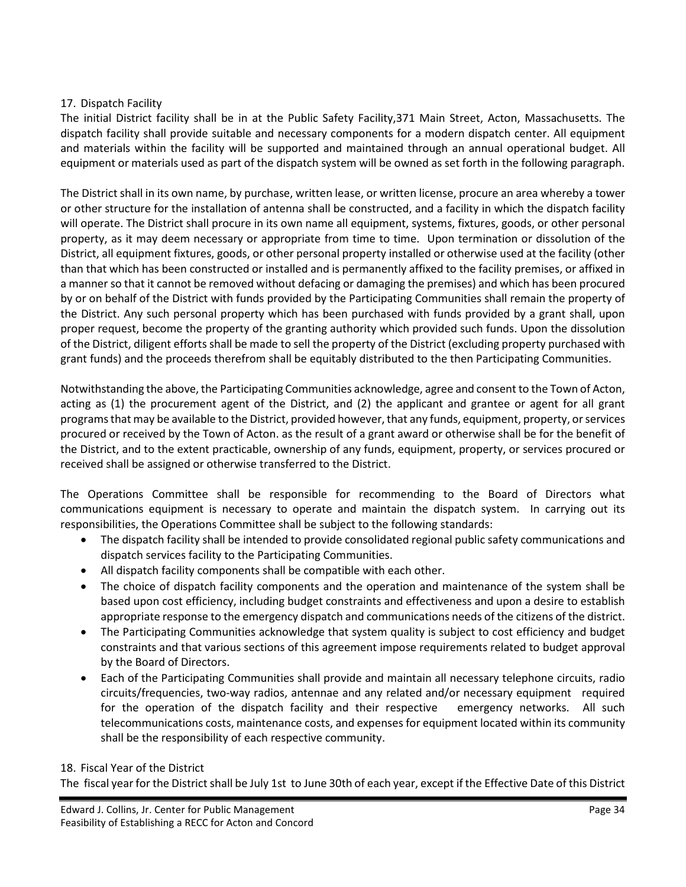17. Dispatch Facility

The initial District facility shall be in at the Public Safety Facility,371 Main Street, Acton, Massachusetts. The dispatch facility shall provide suitable and necessary components for a modern dispatch center. All equipment and materials within the facility will be supported and maintained through an annual operational budget. All equipment or materials used as part of the dispatch system will be owned as set forth in the following paragraph.

The District shall in its own name, by purchase, written lease, or written license, procure an area whereby a tower or other structure for the installation of antenna shall be constructed, and a facility in which the dispatch facility will operate. The District shall procure in its own name all equipment, systems, fixtures, goods, or other personal property, as it may deem necessary or appropriate from time to time. Upon termination or dissolution of the District, all equipment fixtures, goods, or other personal property installed or otherwise used at the facility (other than that which has been constructed or installed and is permanently affixed to the facility premises, or affixed in a manner so that it cannot be removed without defacing or damaging the premises) and which has been procured by or on behalf of the District with funds provided by the Participating Communities shall remain the property of the District. Any such personal property which has been purchased with funds provided by a grant shall, upon proper request, become the property of the granting authority which provided such funds. Upon the dissolution of the District, diligent efforts shall be made to sell the property of the District (excluding property purchased with grant funds) and the proceeds therefrom shall be equitably distributed to the then Participating Communities.

Notwithstanding the above, the Participating Communities acknowledge, agree and consent to the Town of Acton, acting as (1) the procurement agent of the District, and (2) the applicant and grantee or agent for all grant programs that may be available to the District, provided however, that any funds, equipment, property, or services procured or received by the Town of Acton. as the result of a grant award or otherwise shall be for the benefit of the District, and to the extent practicable, ownership of any funds, equipment, property, or services procured or received shall be assigned or otherwise transferred to the District.

The Operations Committee shall be responsible for recommending to the Board of Directors what communications equipment is necessary to operate and maintain the dispatch system. In carrying out its responsibilities, the Operations Committee shall be subject to the following standards:

- The dispatch facility shall be intended to provide consolidated regional public safety communications and dispatch services facility to the Participating Communities.
- All dispatch facility components shall be compatible with each other.
- The choice of dispatch facility components and the operation and maintenance of the system shall be based upon cost efficiency, including budget constraints and effectiveness and upon a desire to establish appropriate response to the emergency dispatch and communications needs of the citizens of the district.
- The Participating Communities acknowledge that system quality is subject to cost efficiency and budget constraints and that various sections of this agreement impose requirements related to budget approval by the Board of Directors.
- Each of the Participating Communities shall provide and maintain all necessary telephone circuits, radio circuits/frequencies, two-way radios, antennae and any related and/or necessary equipment required for the operation of the dispatch facility and their respective emergency networks. All such telecommunications costs, maintenance costs, and expenses for equipment located within its community shall be the responsibility of each respective community.

18. Fiscal Year of the District

The fiscal year for the District shall be July 1st to June 30th of each year, except if the Effective Date of this District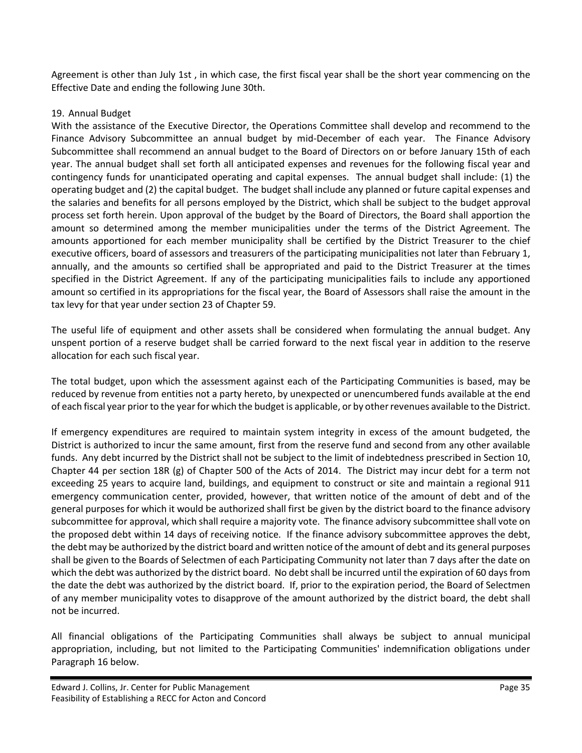Agreement is other than July 1st , in which case, the first fiscal year shall be the short year commencing on the Effective Date and ending the following June 30th.

19. Annual Budget

With the assistance of the Executive Director, the Operations Committee shall develop and recommend to the Finance Advisory Subcommittee an annual budget by mid-December of each year. The Finance Advisory Subcommittee shall recommend an annual budget to the Board of Directors on or before January 15th of each year. The annual budget shall set forth all anticipated expenses and revenues for the following fiscal year and contingency funds for unanticipated operating and capital expenses. The annual budget shall include: (1) the operating budget and (2) the capital budget. The budget shall include any planned or future capital expenses and the salaries and benefits for all persons employed by the District, which shall be subject to the budget approval process set forth herein. Upon approval of the budget by the Board of Directors, the Board shall apportion the amount so determined among the member municipalities under the terms of the District Agreement. The amounts apportioned for each member municipality shall be certified by the District Treasurer to the chief executive officers, board of assessors and treasurers of the participating municipalities not later than February 1, annually, and the amounts so certified shall be appropriated and paid to the District Treasurer at the times specified in the District Agreement. If any of the participating municipalities fails to include any apportioned amount so certified in its appropriations for the fiscal year, the Board of Assessors shall raise the amount in the tax levy for that year under section 23 of Chapter 59.

The useful life of equipment and other assets shall be considered when formulating the annual budget. Any unspent portion of a reserve budget shall be carried forward to the next fiscal year in addition to the reserve allocation for each such fiscal year.

The total budget, upon which the assessment against each of the Participating Communities is based, may be reduced by revenue from entities not a party hereto, by unexpected or unencumbered funds available at the end of each fiscal year prior to the year for which the budget is applicable, or by other revenues available to the District.

If emergency expenditures are required to maintain system integrity in excess of the amount budgeted, the District is authorized to incur the same amount, first from the reserve fund and second from any other available funds. Any debt incurred by the District shall not be subject to the limit of indebtedness prescribed in Section 10, Chapter 44 per section 18R (g) of Chapter 500 of the Acts of 2014. The District may incur debt for a term not exceeding 25 years to acquire land, buildings, and equipment to construct or site and maintain a regional 911 emergency communication center, provided, however, that written notice of the amount of debt and of the general purposes for which it would be authorized shall first be given by the district board to the finance advisory subcommittee for approval, which shall require a majority vote. The finance advisory subcommittee shall vote on the proposed debt within 14 days of receiving notice. If the finance advisory subcommittee approves the debt, the debt may be authorized by the district board and written notice of the amount of debt and its general purposes shall be given to the Boards of Selectmen of each Participating Community not later than 7 days after the date on which the debt was authorized by the district board. No debt shall be incurred until the expiration of 60 days from the date the debt was authorized by the district board. If, prior to the expiration period, the Board of Selectmen of any member municipality votes to disapprove of the amount authorized by the district board, the debt shall not be incurred.

All financial obligations of the Participating Communities shall always be subject to annual municipal appropriation, including, but not limited to the Participating Communities' indemnification obligations under Paragraph 16 below.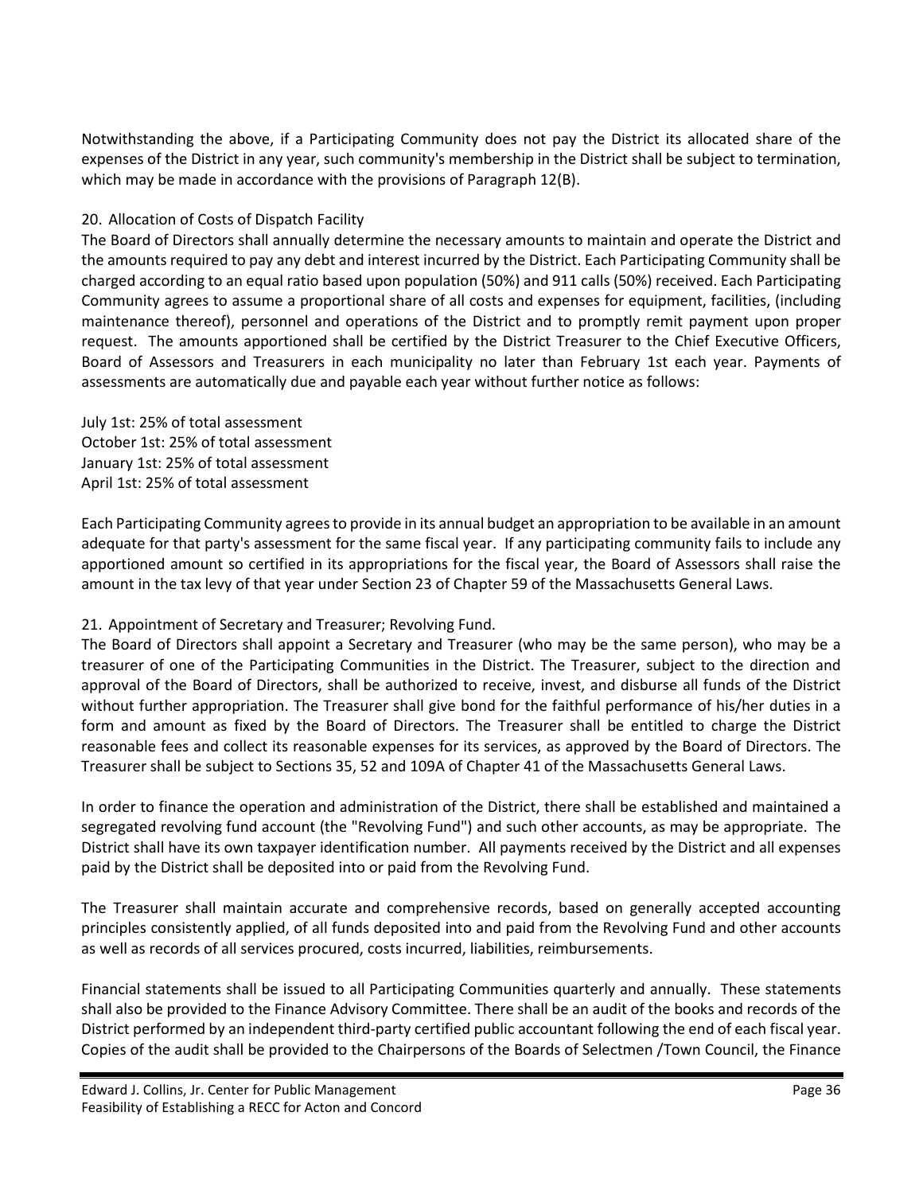Notwithstanding the above, if a Participating Community does not pay the District its allocated share of the expenses of the District in any year, such community's membership in the District shall be subject to termination, which may be made in accordance with the provisions of Paragraph 12(B).

20. Allocation of Costs of Dispatch Facility

The Board of Directors shall annually determine the necessary amounts to maintain and operate the District and the amounts required to pay any debt and interest incurred by the District. Each Participating Community shall be charged according to an equal ratio based upon population (50%) and 911 calls (50%) received. Each Participating Community agrees to assume a proportional share of all costs and expenses for equipment, facilities, (including maintenance thereof), personnel and operations of the District and to promptly remit payment upon proper request. The amounts apportioned shall be certified by the District Treasurer to the Chief Executive Officers, Board of Assessors and Treasurers in each municipality no later than February 1st each year. Payments of assessments are automatically due and payable each year without further notice as follows:

July 1st: 25% of total assessment  
October 1st: 25% of total assessment  
January 1st: 25% of total assessment  
April 1st: 25% of total assessment

Each Participating Community agrees to provide in its annual budget an appropriation to be available in an amount adequate for that party's assessment for the same fiscal year. If any participating community fails to include any apportioned amount so certified in its appropriations for the fiscal year, the Board of Assessors shall raise the amount in the tax levy of that year under Section 23 of Chapter 59 of the Massachusetts General Laws.

21. Appointment of Secretary and Treasurer; Revolving Fund.

The Board of Directors shall appoint a Secretary and Treasurer (who may be the same person), who may be a treasurer of one of the Participating Communities in the District. The Treasurer, subject to the direction and approval of the Board of Directors, shall be authorized to receive, invest, and disburse all funds of the District without further appropriation. The Treasurer shall give bond for the faithful performance of his/her duties in a form and amount as fixed by the Board of Directors. The Treasurer shall be entitled to charge the District reasonable fees and collect its reasonable expenses for its services, as approved by the Board of Directors. The Treasurer shall be subject to Sections 35, 52 and 109A of Chapter 41 of the Massachusetts General Laws.

In order to finance the operation and administration of the District, there shall be established and maintained a segregated revolving fund account (the "Revolving Fund") and such other accounts, as may be appropriate. The District shall have its own taxpayer identification number. All payments received by the District and all expenses paid by the District shall be deposited into or paid from the Revolving Fund.

The Treasurer shall maintain accurate and comprehensive records, based on generally accepted accounting principles consistently applied, of all funds deposited into and paid from the Revolving Fund and other accounts as well as records of all services procured, costs incurred, liabilities, reimbursements.

Financial statements shall be issued to all Participating Communities quarterly and annually. These statements shall also be provided to the Finance Advisory Committee. There shall be an audit of the books and records of the District performed by an independent third-party certified public accountant following the end of each fiscal year. Copies of the audit shall be provided to the Chairpersons of the Boards of Selectmen /Town Council, the Finance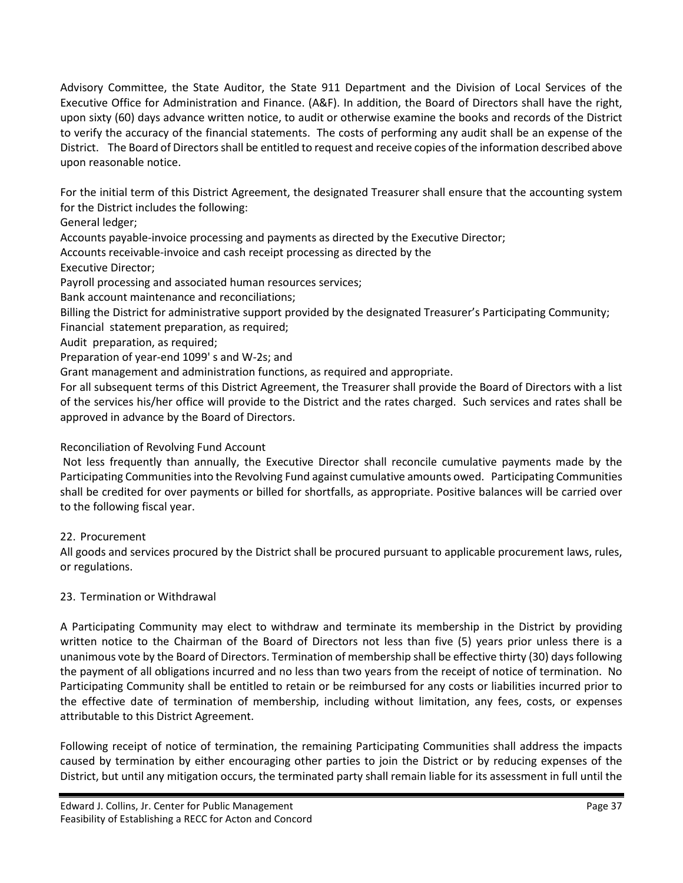Advisory Committee, the State Auditor, the State 911 Department and the Division of Local Services of the Executive Office for Administration and Finance. (A&F). In addition, the Board of Directors shall have the right, upon sixty (60) days advance written notice, to audit or otherwise examine the books and records of the District to verify the accuracy of the financial statements. The costs of performing any audit shall be an expense of the District. The Board of Directors shall be entitled to request and receive copies of the information described above upon reasonable notice.

For the initial term of this District Agreement, the designated Treasurer shall ensure that the accounting system for the District includes the following:

General ledger;

Accounts payable-invoice processing and payments as directed by the Executive Director;

Accounts receivable-invoice and cash receipt processing as directed by the Executive Director;

Payroll processing and associated human resources services;

Bank account maintenance and reconciliations;

Billing the District for administrative support provided by the designated Treasurer's Participating Community;

Financial statement preparation, as required;

Audit preparation, as required;

Preparation of year-end 1099' s and W-2s; and

Grant management and administration functions, as required and appropriate.

For all subsequent terms of this District Agreement, the Treasurer shall provide the Board of Directors with a list of the services his/her office will provide to the District and the rates charged. Such services and rates shall be approved in advance by the Board of Directors.

Reconciliation of Revolving Fund Account

Not less frequently than annually, the Executive Director shall reconcile cumulative payments made by the Participating Communities into the Revolving Fund against cumulative amounts owed. Participating Communities shall be credited for over payments or billed for shortfalls, as appropriate. Positive balances will be carried over to the following fiscal year.

22. Procurement

All goods and services procured by the District shall be procured pursuant to applicable procurement laws, rules, or regulations.

23. Termination or Withdrawal

A Participating Community may elect to withdraw and terminate its membership in the District by providing written notice to the Chairman of the Board of Directors not less than five (5) years prior unless there is a unanimous vote by the Board of Directors. Termination of membership shall be effective thirty (30) days following the payment of all obligations incurred and no less than two years from the receipt of notice of termination. No Participating Community shall be entitled to retain or be reimbursed for any costs or liabilities incurred prior to the effective date of termination of membership, including without limitation, any fees, costs, or expenses attributable to this District Agreement.

Following receipt of notice of termination, the remaining Participating Communities shall address the impacts caused by termination by either encouraging other parties to join the District or by reducing expenses of the District, but until any mitigation occurs, the terminated party shall remain liable for its assessment in full until the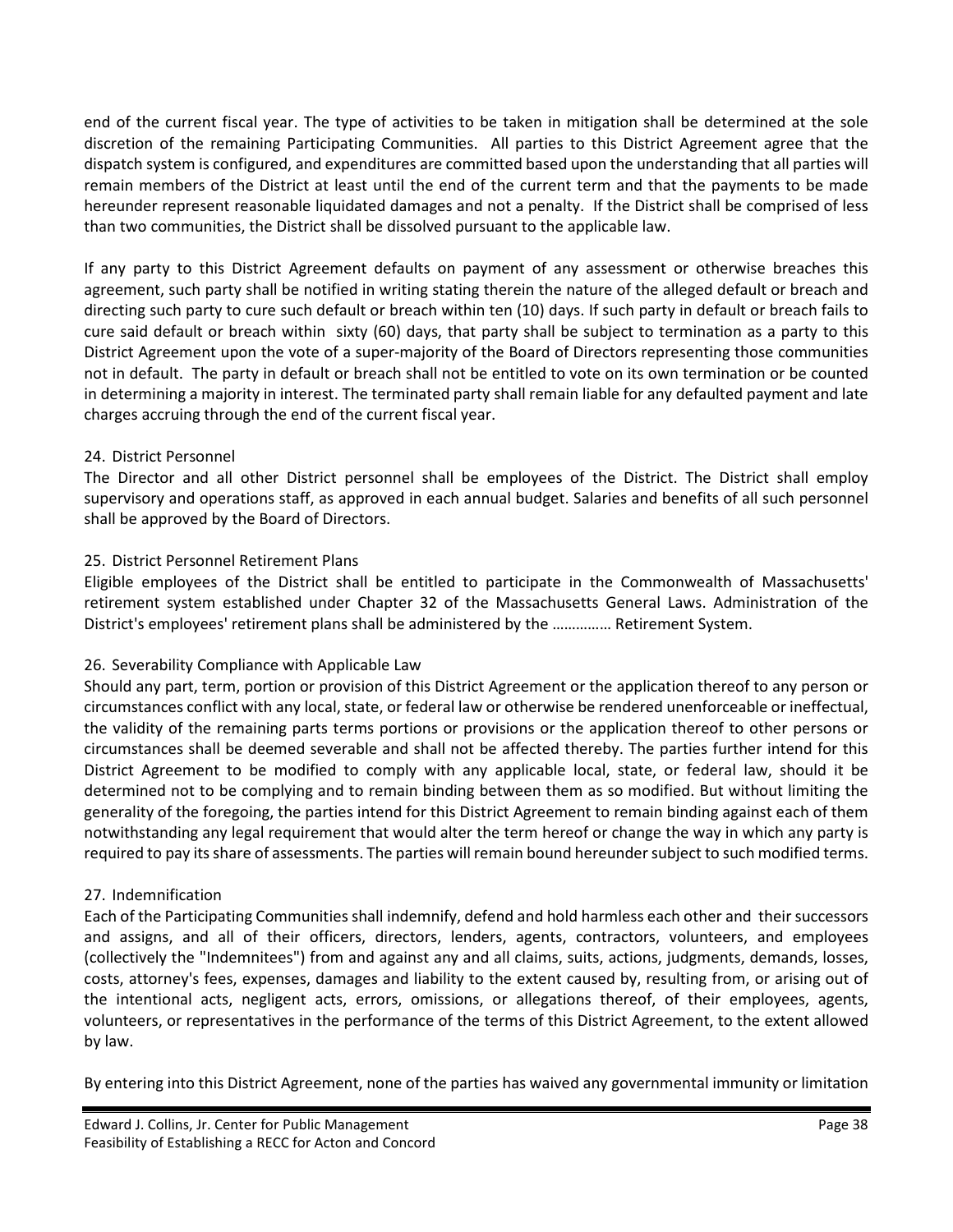end of the current fiscal year. The type of activities to be taken in mitigation shall be determined at the sole discretion of the remaining Participating Communities. All parties to this District Agreement agree that the dispatch system is configured, and expenditures are committed based upon the understanding that all parties will remain members of the District at least until the end of the current term and that the payments to be made hereunder represent reasonable liquidated damages and not a penalty. If the District shall be comprised of less than two communities, the District shall be dissolved pursuant to the applicable law.

If any party to this District Agreement defaults on payment of any assessment or otherwise breaches this agreement, such party shall be notified in writing stating therein the nature of the alleged default or breach and directing such party to cure such default or breach within ten (10) days. If such party in default or breach fails to cure said default or breach within sixty (60) days, that party shall be subject to termination as a party to this District Agreement upon the vote of a super-majority of the Board of Directors representing those communities not in default. The party in default or breach shall not be entitled to vote on its own termination or be counted in determining a majority in interest. The terminated party shall remain liable for any defaulted payment and late charges accruing through the end of the current fiscal year.

24. District Personnel

The Director and all other District personnel shall be employees of the District. The District shall employ supervisory and operations staff, as approved in each annual budget. Salaries and benefits of all such personnel shall be approved by the Board of Directors.

25. District Personnel Retirement Plans

Eligible employees of the District shall be entitled to participate in the Commonwealth of Massachusetts' retirement system established under Chapter 32 of the Massachusetts General Laws. Administration of the District's employees' retirement plans shall be administered by the …………… Retirement System.

26. Severability Compliance with Applicable Law

Should any part, term, portion or provision of this District Agreement or the application thereof to any person or circumstances conflict with any local, state, or federal law or otherwise be rendered unenforceable or ineffectual, the validity of the remaining parts terms portions or provisions or the application thereof to other persons or circumstances shall be deemed severable and shall not be affected thereby. The parties further intend for this District Agreement to be modified to comply with any applicable local, state, or federal law, should it be determined not to be complying and to remain binding between them as so modified. But without limiting the generality of the foregoing, the parties intend for this District Agreement to remain binding against each of them notwithstanding any legal requirement that would alter the term hereof or change the way in which any party is required to pay its share of assessments. The parties will remain bound hereunder subject to such modified terms.

27. Indemnification

Each of the Participating Communities shall indemnify, defend and hold harmless each other and their successors and assigns, and all of their officers, directors, lenders, agents, contractors, volunteers, and employees (collectively the "Indemnitees") from and against any and all claims, suits, actions, judgments, demands, losses, costs, attorney's fees, expenses, damages and liability to the extent caused by, resulting from, or arising out of the intentional acts, negligent acts, errors, omissions, or allegations thereof, of their employees, agents, volunteers, or representatives in the performance of the terms of this District Agreement, to the extent allowed by law.

By entering into this District Agreement, none of the parties has waived any governmental immunity or limitation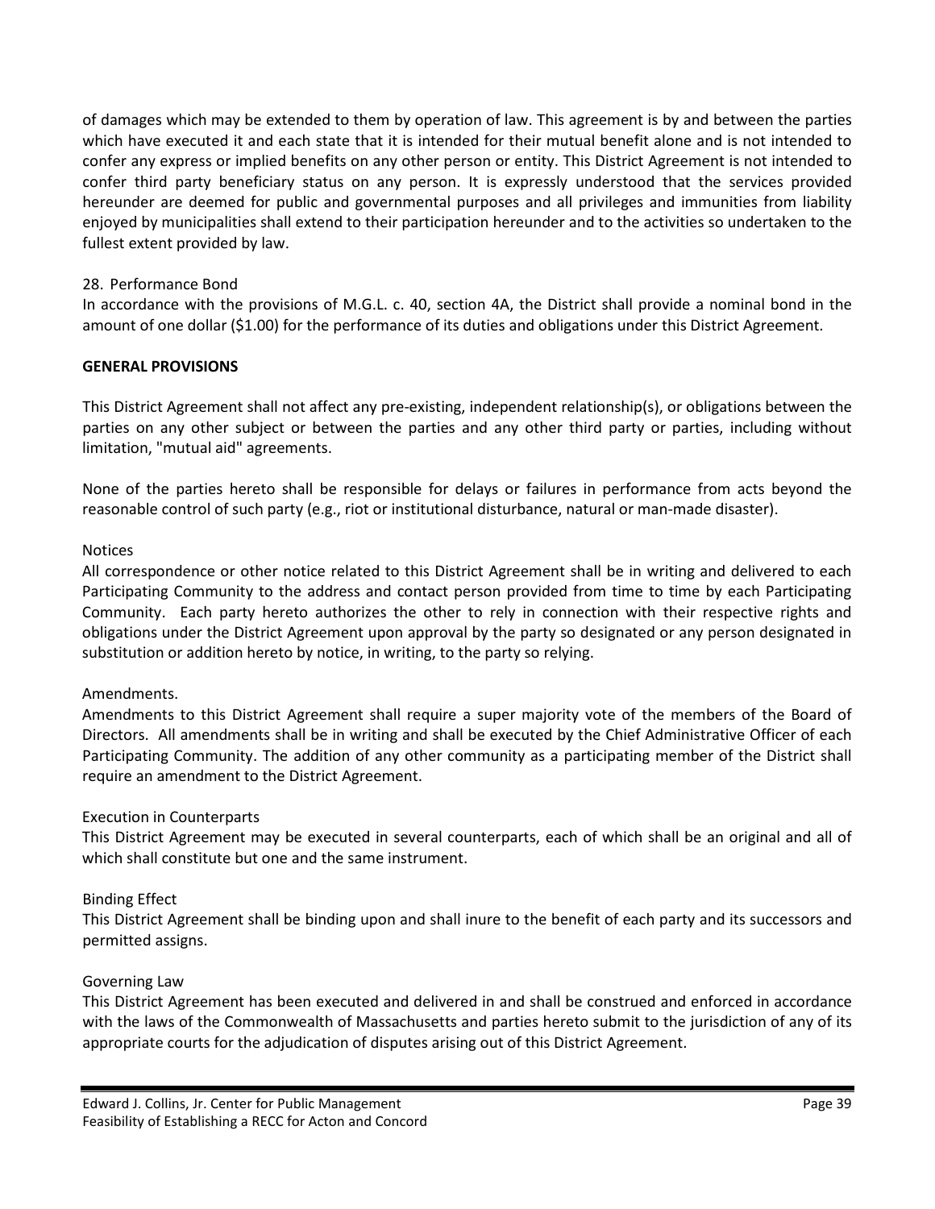of damages which may be extended to them by operation of law. This agreement is by and between the parties which have executed it and each state that it is intended for their mutual benefit alone and is not intended to confer any express or implied benefits on any other person or entity. This District Agreement is not intended to confer third party beneficiary status on any person. It is expressly understood that the services provided hereunder are deemed for public and governmental purposes and all privileges and immunities from liability enjoyed by municipalities shall extend to their participation hereunder and to the activities so undertaken to the fullest extent provided by law.

28. Performance Bond

In accordance with the provisions of M.G.L. c. 40, section 4A, the District shall provide a nominal bond in the amount of one dollar ($1.00) for the performance of its duties and obligations under this District Agreement.

**GENERAL PROVISIONS**

This District Agreement shall not affect any pre-existing, independent relationship(s), or obligations between the parties on any other subject or between the parties and any other third party or parties, including without limitation, "mutual aid" agreements.

None of the parties hereto shall be responsible for delays or failures in performance from acts beyond the reasonable control of such party (e.g., riot or institutional disturbance, natural or man-made disaster).

Notices

All correspondence or other notice related to this District Agreement shall be in writing and delivered to each Participating Community to the address and contact person provided from time to time by each Participating Community. Each party hereto authorizes the other to rely in connection with their respective rights and obligations under the District Agreement upon approval by the party so designated or any person designated in substitution or addition hereto by notice, in writing, to the party so relying.

Amendments.

Amendments to this District Agreement shall require a super majority vote of the members of the Board of Directors. All amendments shall be in writing and shall be executed by the Chief Administrative Officer of each Participating Community. The addition of any other community as a participating member of the District shall require an amendment to the District Agreement.

Execution in Counterparts

This District Agreement may be executed in several counterparts, each of which shall be an original and all of which shall constitute but one and the same instrument.

Binding Effect

This District Agreement shall be binding upon and shall inure to the benefit of each party and its successors and permitted assigns.

Governing Law

This District Agreement has been executed and delivered in and shall be construed and enforced in accordance with the laws of the Commonwealth of Massachusetts and parties hereto submit to the jurisdiction of any of its appropriate courts for the adjudication of disputes arising out of this District Agreement.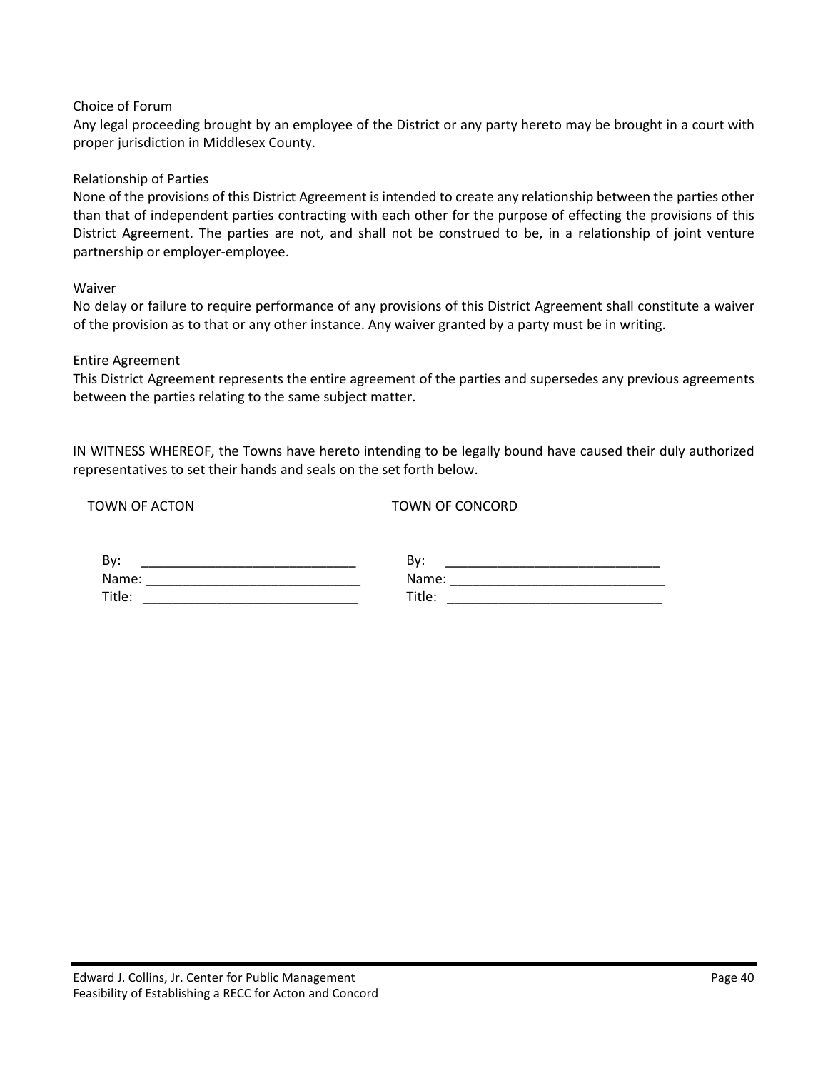Choice of Forum

Any legal proceeding brought by an employee of the District or any party hereto may be brought in a court with proper jurisdiction in Middlesex County.

Relationship of Parties

None of the provisions of this District Agreement is intended to create any relationship between the parties other than that of independent parties contracting with each other for the purpose of effecting the provisions of this District Agreement. The parties are not, and shall not be construed to be, in a relationship of joint venture partnership or employer-employee.

Waiver

No delay or failure to require performance of any provisions of this District Agreement shall constitute a waiver of the provision as to that or any other instance. Any waiver granted by a party must be in writing.

Entire Agreement

This District Agreement represents the entire agreement of the parties and supersedes any previous agreements between the parties relating to the same subject matter.

IN WITNESS WHEREOF, the Towns have hereto intending to be legally bound have caused their duly authorized representatives to set their hands and seals on the set forth below.

| TOWN OF ACTON | TOWN OF CONCORD |
|---|---|
| By: _____________________________ | By: _____________________________ |
| Name: _____________________________ | Name: _____________________________ |
| Title: _____________________________ | Title: _____________________________ |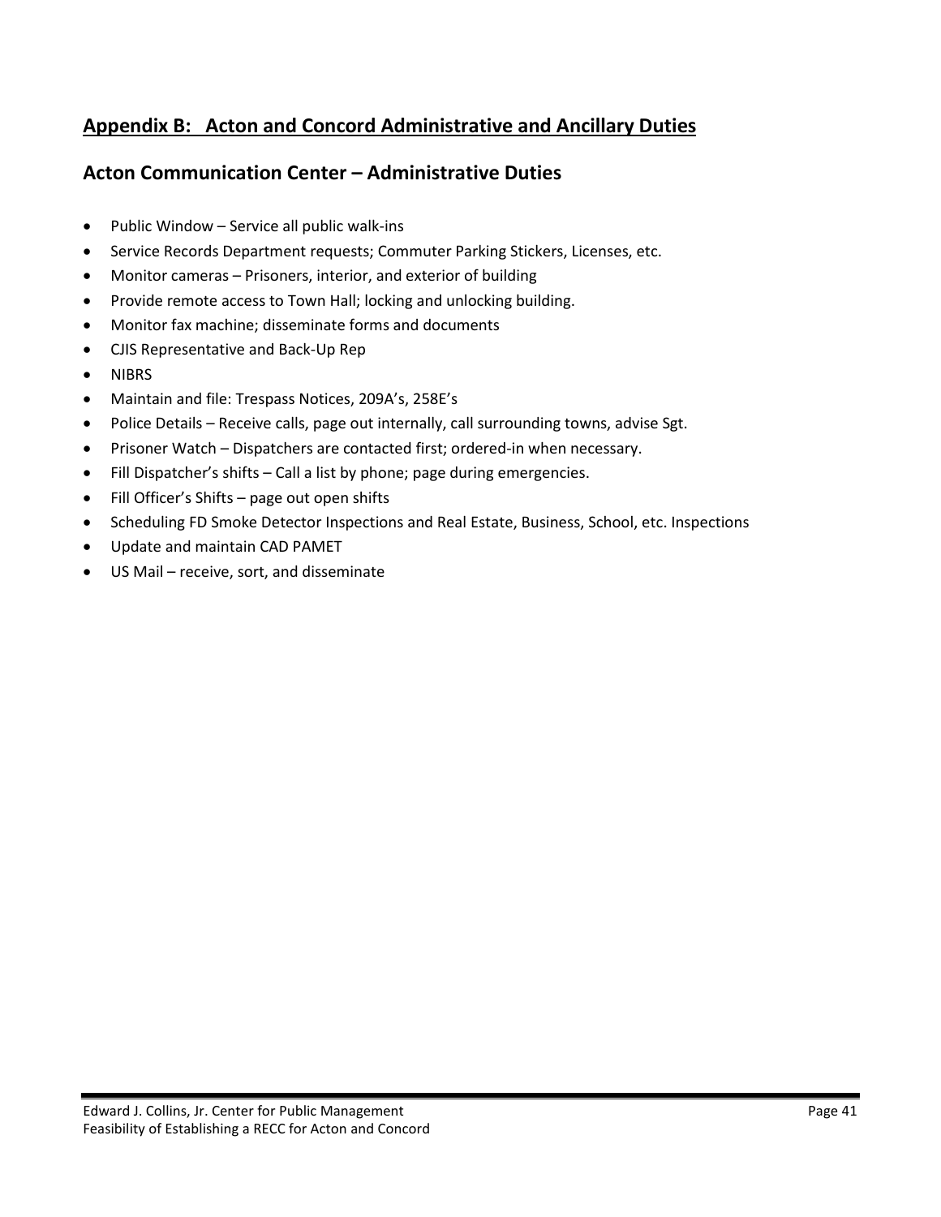## Appendix B: Acton and Concord Administrative and Ancillary Duties

## Acton Communication Center – Administrative Duties

- Public Window – Service all public walk-ins
- Service Records Department requests; Commuter Parking Stickers, Licenses, etc.
- Monitor cameras – Prisoners, interior, and exterior of building
- Provide remote access to Town Hall; locking and unlocking building.
- Monitor fax machine; disseminate forms and documents
- CJIS Representative and Back-Up Rep
- NIBRS
- Maintain and file: Trespass Notices, 209A's, 258E's
- Police Details – Receive calls, page out internally, call surrounding towns, advise Sgt.
- Prisoner Watch – Dispatchers are contacted first; ordered-in when necessary.
- Fill Dispatcher's shifts – Call a list by phone; page during emergencies.
- Fill Officer's Shifts – page out open shifts
- Scheduling FD Smoke Detector Inspections and Real Estate, Business, School, etc. Inspections
- Update and maintain CAD PAMET
- US Mail – receive, sort, and disseminate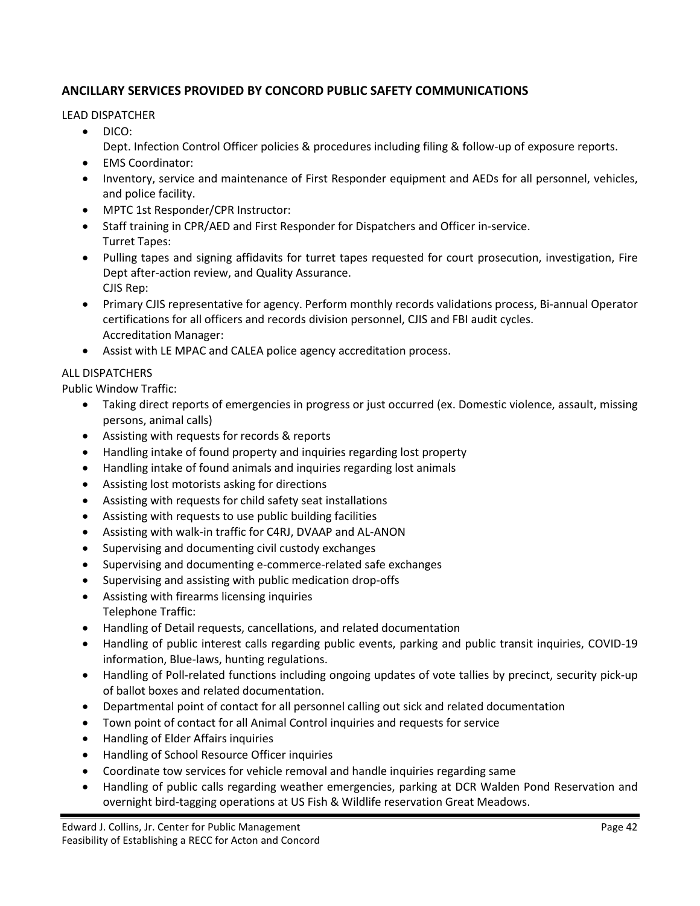## ANCILLARY SERVICES PROVIDED BY CONCORD PUBLIC SAFETY COMMUNICATIONS

LEAD DISPATCHER

- DICO:
  Dept. Infection Control Officer policies & procedures including filing & follow-up of exposure reports.
- EMS Coordinator:
- Inventory, service and maintenance of First Responder equipment and AEDs for all personnel, vehicles, and police facility.
- MPTC 1st Responder/CPR Instructor:
- Staff training in CPR/AED and First Responder for Dispatchers and Officer in-service.
  Turret Tapes:
- Pulling tapes and signing affidavits for turret tapes requested for court prosecution, investigation, Fire Dept after-action review, and Quality Assurance.
  CJIS Rep:
- Primary CJIS representative for agency. Perform monthly records validations process, Bi-annual Operator certifications for all officers and records division personnel, CJIS and FBI audit cycles.
  Accreditation Manager:
- Assist with LE MPAC and CALEA police agency accreditation process.

ALL DISPATCHERS

Public Window Traffic:

- Taking direct reports of emergencies in progress or just occurred (ex. Domestic violence, assault, missing persons, animal calls)
- Assisting with requests for records & reports
- Handling intake of found property and inquiries regarding lost property
- Handling intake of found animals and inquiries regarding lost animals
- Assisting lost motorists asking for directions
- Assisting with requests for child safety seat installations
- Assisting with requests to use public building facilities
- Assisting with walk-in traffic for C4RJ, DVAAP and AL-ANON
- Supervising and documenting civil custody exchanges
- Supervising and documenting e-commerce-related safe exchanges
- Supervising and assisting with public medication drop-offs
- Assisting with firearms licensing inquiries
  Telephone Traffic:
- Handling of Detail requests, cancellations, and related documentation
- Handling of public interest calls regarding public events, parking and public transit inquiries, COVID-19 information, Blue-laws, hunting regulations.
- Handling of Poll-related functions including ongoing updates of vote tallies by precinct, security pick-up of ballot boxes and related documentation.
- Departmental point of contact for all personnel calling out sick and related documentation
- Town point of contact for all Animal Control inquiries and requests for service
- Handling of Elder Affairs inquiries
- Handling of School Resource Officer inquiries
- Coordinate tow services for vehicle removal and handle inquiries regarding same
- Handling of public calls regarding weather emergencies, parking at DCR Walden Pond Reservation and overnight bird-tagging operations at US Fish & Wildlife reservation Great Meadows.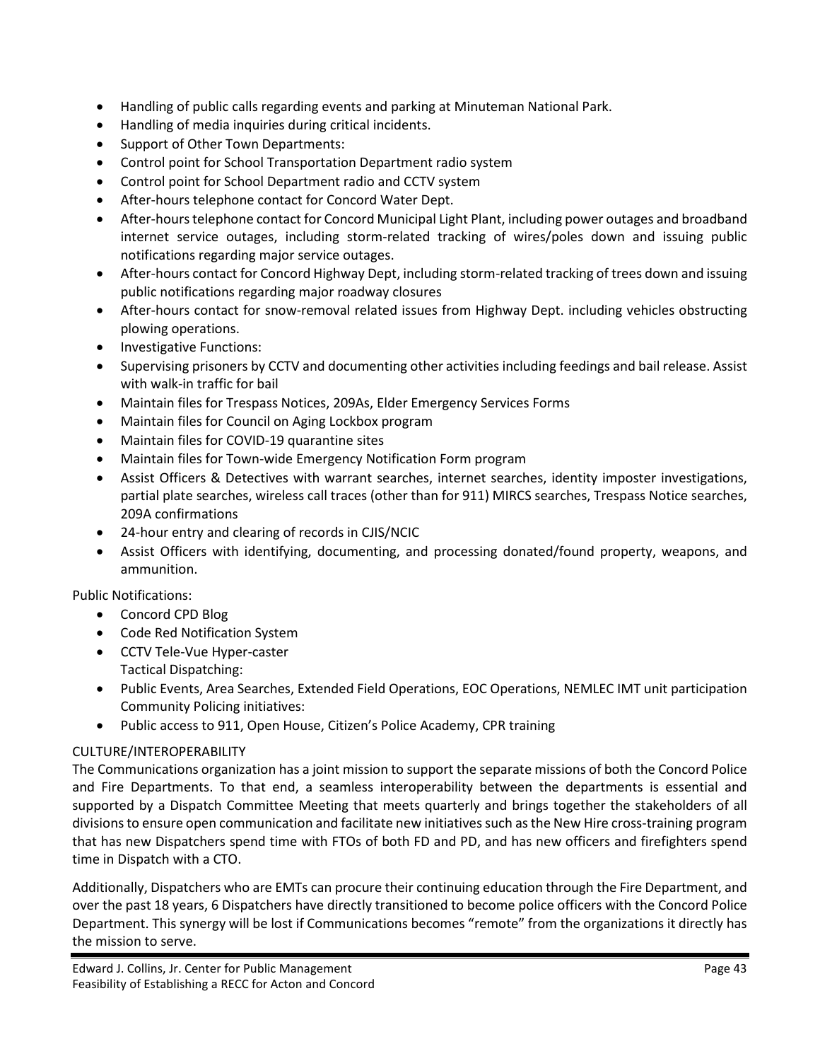- Handling of public calls regarding events and parking at Minuteman National Park.
- Handling of media inquiries during critical incidents.
- Support of Other Town Departments:
- Control point for School Transportation Department radio system
- Control point for School Department radio and CCTV system
- After-hours telephone contact for Concord Water Dept.
- After-hours telephone contact for Concord Municipal Light Plant, including power outages and broadband internet service outages, including storm-related tracking of wires/poles down and issuing public notifications regarding major service outages.
- After-hours contact for Concord Highway Dept, including storm-related tracking of trees down and issuing public notifications regarding major roadway closures
- After-hours contact for snow-removal related issues from Highway Dept. including vehicles obstructing plowing operations.
- Investigative Functions:
- Supervising prisoners by CCTV and documenting other activities including feedings and bail release. Assist with walk-in traffic for bail
- Maintain files for Trespass Notices, 209As, Elder Emergency Services Forms
- Maintain files for Council on Aging Lockbox program
- Maintain files for COVID-19 quarantine sites
- Maintain files for Town-wide Emergency Notification Form program
- Assist Officers & Detectives with warrant searches, internet searches, identity imposter investigations, partial plate searches, wireless call traces (other than for 911) MIRCS searches, Trespass Notice searches, 209A confirmations
- 24-hour entry and clearing of records in CJIS/NCIC
- Assist Officers with identifying, documenting, and processing donated/found property, weapons, and ammunition.

Public Notifications:

- Concord CPD Blog
- Code Red Notification System
- CCTV Tele-Vue Hyper-caster

  Tactical Dispatching:
- Public Events, Area Searches, Extended Field Operations, EOC Operations, NEMLEC IMT unit participation

  Community Policing initiatives:
- Public access to 911, Open House, Citizen's Police Academy, CPR training

CULTURE/INTEROPERABILITY

The Communications organization has a joint mission to support the separate missions of both the Concord Police and Fire Departments. To that end, a seamless interoperability between the departments is essential and supported by a Dispatch Committee Meeting that meets quarterly and brings together the stakeholders of all divisions to ensure open communication and facilitate new initiatives such as the New Hire cross-training program that has new Dispatchers spend time with FTOs of both FD and PD, and has new officers and firefighters spend time in Dispatch with a CTO.

Additionally, Dispatchers who are EMTs can procure their continuing education through the Fire Department, and over the past 18 years, 6 Dispatchers have directly transitioned to become police officers with the Concord Police Department. This synergy will be lost if Communications becomes "remote" from the organizations it directly has the mission to serve.